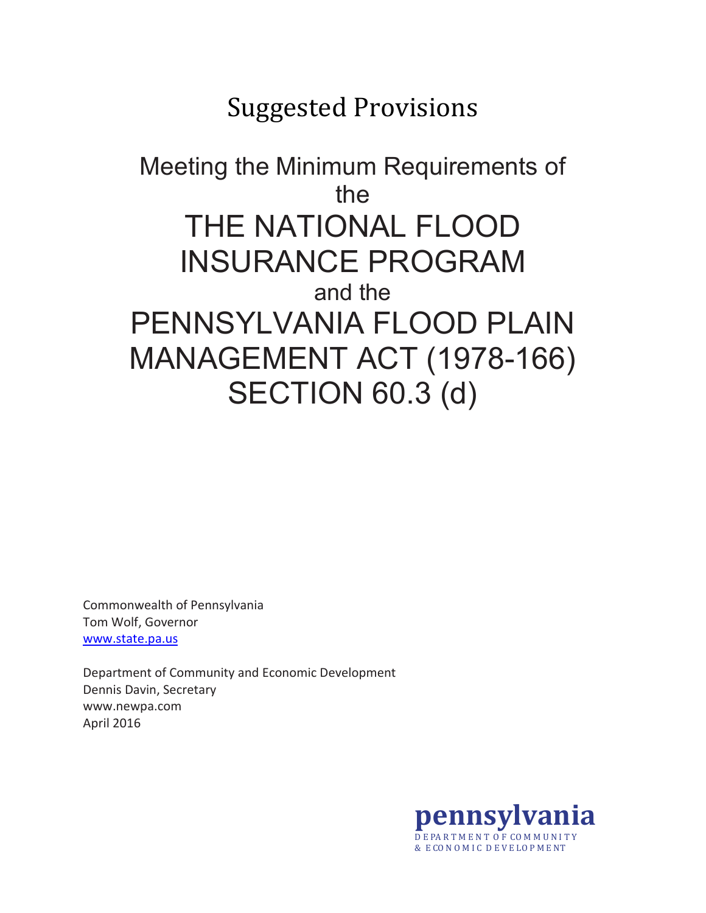# Suggested Provisions

## Meeting the Minimum Requirements of the

# THE NATIONAL FLOOD INSURANCE PROGRAM

## and the

# PENNSYLVANIA FLOOD PLAIN MANAGEMENT ACT (1978-166) SECTION 60.3 (d)

Commonwealth of Pennsylvania
Tom Wolf, Governor
www.state.pa.us

Department of Community and Economic Development
Dennis Davin, Secretary
www.newpa.com
April 2016

pennsylvania
DEPARTMENT OF COMMUNITY
& ECONOMIC DEVELOPMENT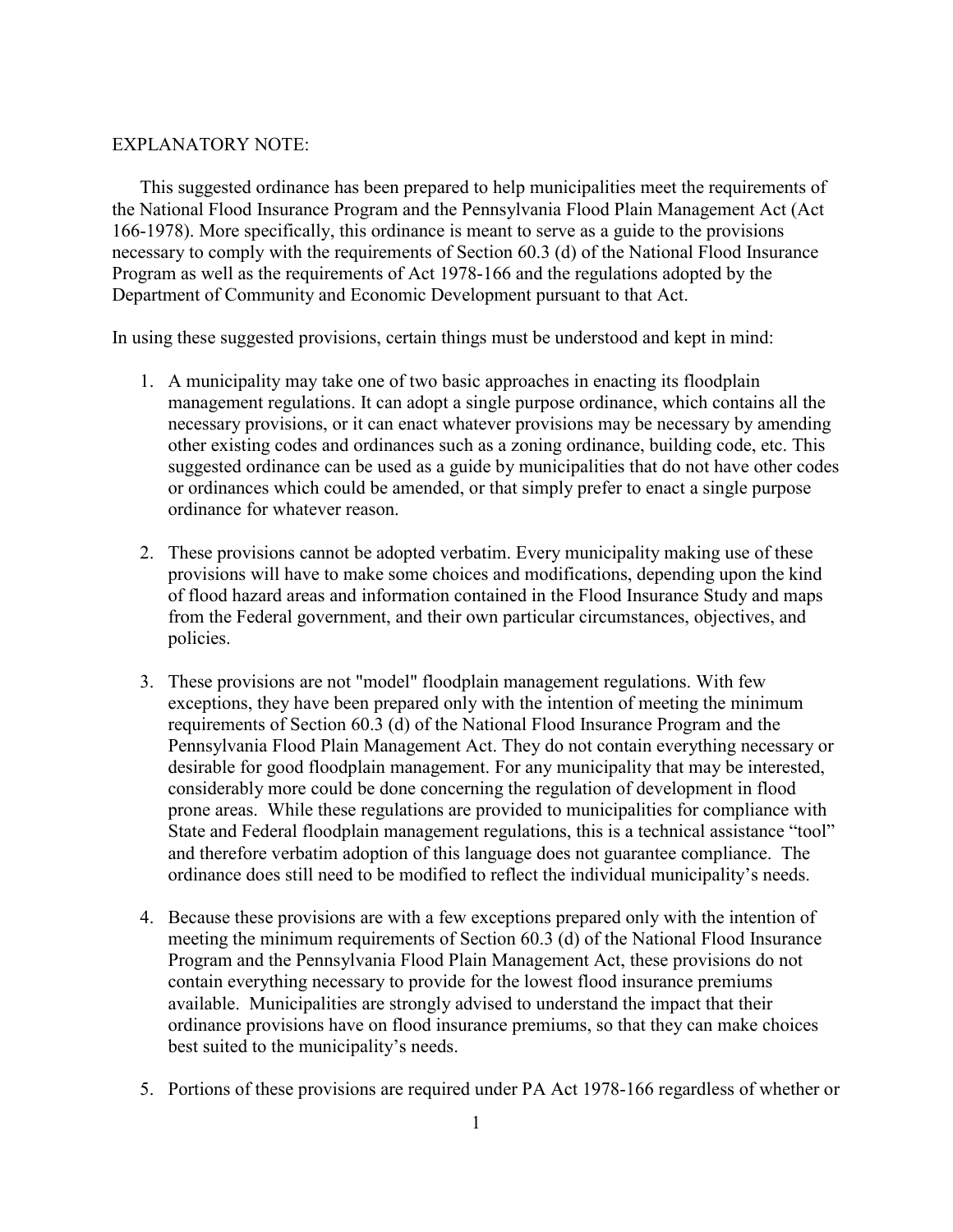EXPLANATORY NOTE:

This suggested ordinance has been prepared to help municipalities meet the requirements of the National Flood Insurance Program and the Pennsylvania Flood Plain Management Act (Act 166-1978). More specifically, this ordinance is meant to serve as a guide to the provisions necessary to comply with the requirements of Section 60.3 (d) of the National Flood Insurance Program as well as the requirements of Act 1978-166 and the regulations adopted by the Department of Community and Economic Development pursuant to that Act.

In using these suggested provisions, certain things must be understood and kept in mind:

1. A municipality may take one of two basic approaches in enacting its floodplain management regulations. It can adopt a single purpose ordinance, which contains all the necessary provisions, or it can enact whatever provisions may be necessary by amending other existing codes and ordinances such as a zoning ordinance, building code, etc. This suggested ordinance can be used as a guide by municipalities that do not have other codes or ordinances which could be amended, or that simply prefer to enact a single purpose ordinance for whatever reason.

2. These provisions cannot be adopted verbatim. Every municipality making use of these provisions will have to make some choices and modifications, depending upon the kind of flood hazard areas and information contained in the Flood Insurance Study and maps from the Federal government, and their own particular circumstances, objectives, and policies.

3. These provisions are not "model" floodplain management regulations. With few exceptions, they have been prepared only with the intention of meeting the minimum requirements of Section 60.3 (d) of the National Flood Insurance Program and the Pennsylvania Flood Plain Management Act. They do not contain everything necessary or desirable for good floodplain management. For any municipality that may be interested, considerably more could be done concerning the regulation of development in flood prone areas. While these regulations are provided to municipalities for compliance with State and Federal floodplain management regulations, this is a technical assistance "tool" and therefore verbatim adoption of this language does not guarantee compliance. The ordinance does still need to be modified to reflect the individual municipality's needs.

4. Because these provisions are with a few exceptions prepared only with the intention of meeting the minimum requirements of Section 60.3 (d) of the National Flood Insurance Program and the Pennsylvania Flood Plain Management Act, these provisions do not contain everything necessary to provide for the lowest flood insurance premiums available. Municipalities are strongly advised to understand the impact that their ordinance provisions have on flood insurance premiums, so that they can make choices best suited to the municipality's needs.

5. Portions of these provisions are required under PA Act 1978-166 regardless of whether or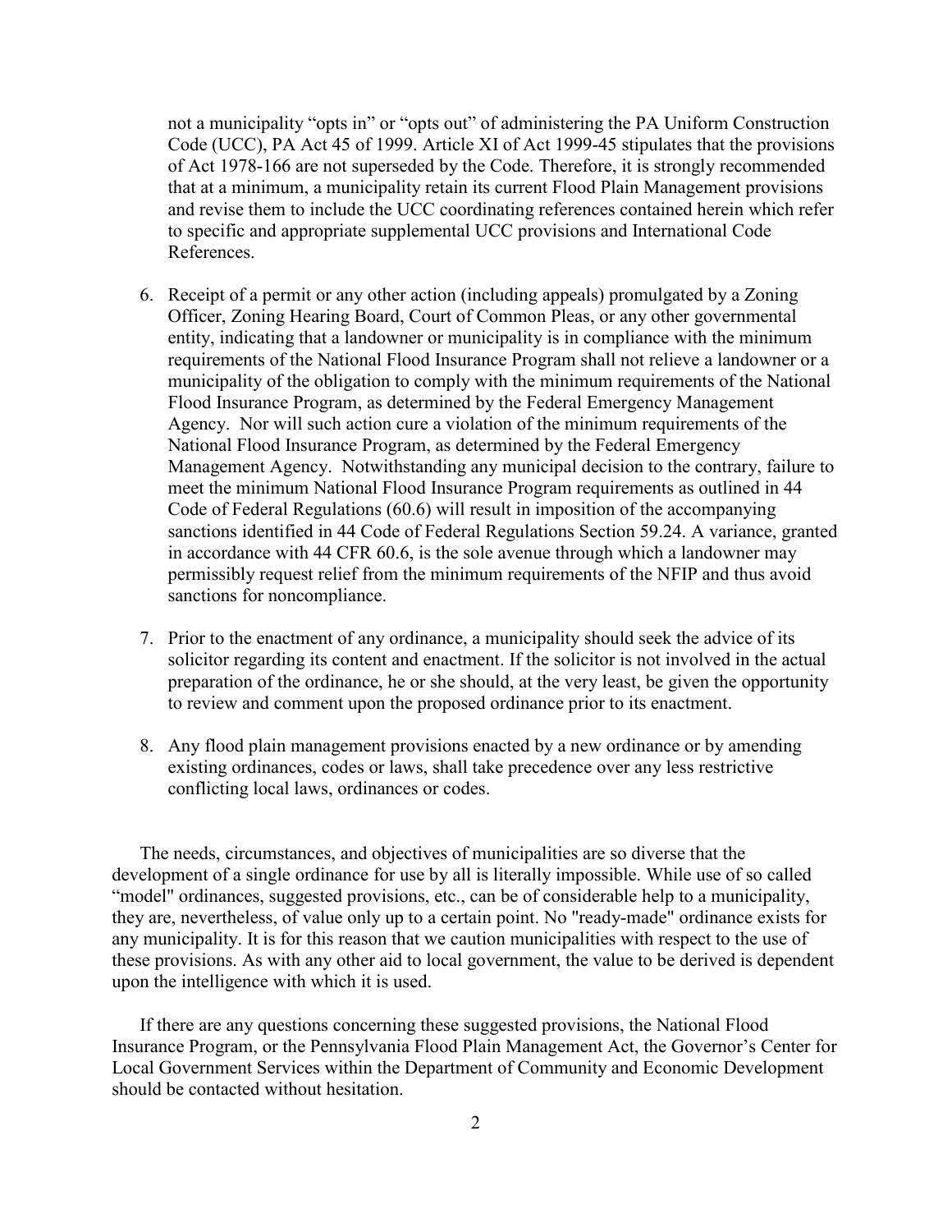not a municipality "opts in" or "opts out" of administering the PA Uniform Construction Code (UCC), PA Act 45 of 1999. Article XI of Act 1999-45 stipulates that the provisions of Act 1978-166 are not superseded by the Code. Therefore, it is strongly recommended that at a minimum, a municipality retain its current Flood Plain Management provisions and revise them to include the UCC coordinating references contained herein which refer to specific and appropriate supplemental UCC provisions and International Code References.

6. Receipt of a permit or any other action (including appeals) promulgated by a Zoning Officer, Zoning Hearing Board, Court of Common Pleas, or any other governmental entity, indicating that a landowner or municipality is in compliance with the minimum requirements of the National Flood Insurance Program shall not relieve a landowner or a municipality of the obligation to comply with the minimum requirements of the National Flood Insurance Program, as determined by the Federal Emergency Management Agency. Nor will such action cure a violation of the minimum requirements of the National Flood Insurance Program, as determined by the Federal Emergency Management Agency. Notwithstanding any municipal decision to the contrary, failure to meet the minimum National Flood Insurance Program requirements as outlined in 44 Code of Federal Regulations (60.6) will result in imposition of the accompanying sanctions identified in 44 Code of Federal Regulations Section 59.24. A variance, granted in accordance with 44 CFR 60.6, is the sole avenue through which a landowner may permissibly request relief from the minimum requirements of the NFIP and thus avoid sanctions for noncompliance.

7. Prior to the enactment of any ordinance, a municipality should seek the advice of its solicitor regarding its content and enactment. If the solicitor is not involved in the actual preparation of the ordinance, he or she should, at the very least, be given the opportunity to review and comment upon the proposed ordinance prior to its enactment.

8. Any flood plain management provisions enacted by a new ordinance or by amending existing ordinances, codes or laws, shall take precedence over any less restrictive conflicting local laws, ordinances or codes.

The needs, circumstances, and objectives of municipalities are so diverse that the development of a single ordinance for use by all is literally impossible. While use of so called "model" ordinances, suggested provisions, etc., can be of considerable help to a municipality, they are, nevertheless, of value only up to a certain point. No "ready-made" ordinance exists for any municipality. It is for this reason that we caution municipalities with respect to the use of these provisions. As with any other aid to local government, the value to be derived is dependent upon the intelligence with which it is used.

If there are any questions concerning these suggested provisions, the National Flood Insurance Program, or the Pennsylvania Flood Plain Management Act, the Governor's Center for Local Government Services within the Department of Community and Economic Development should be contacted without hesitation.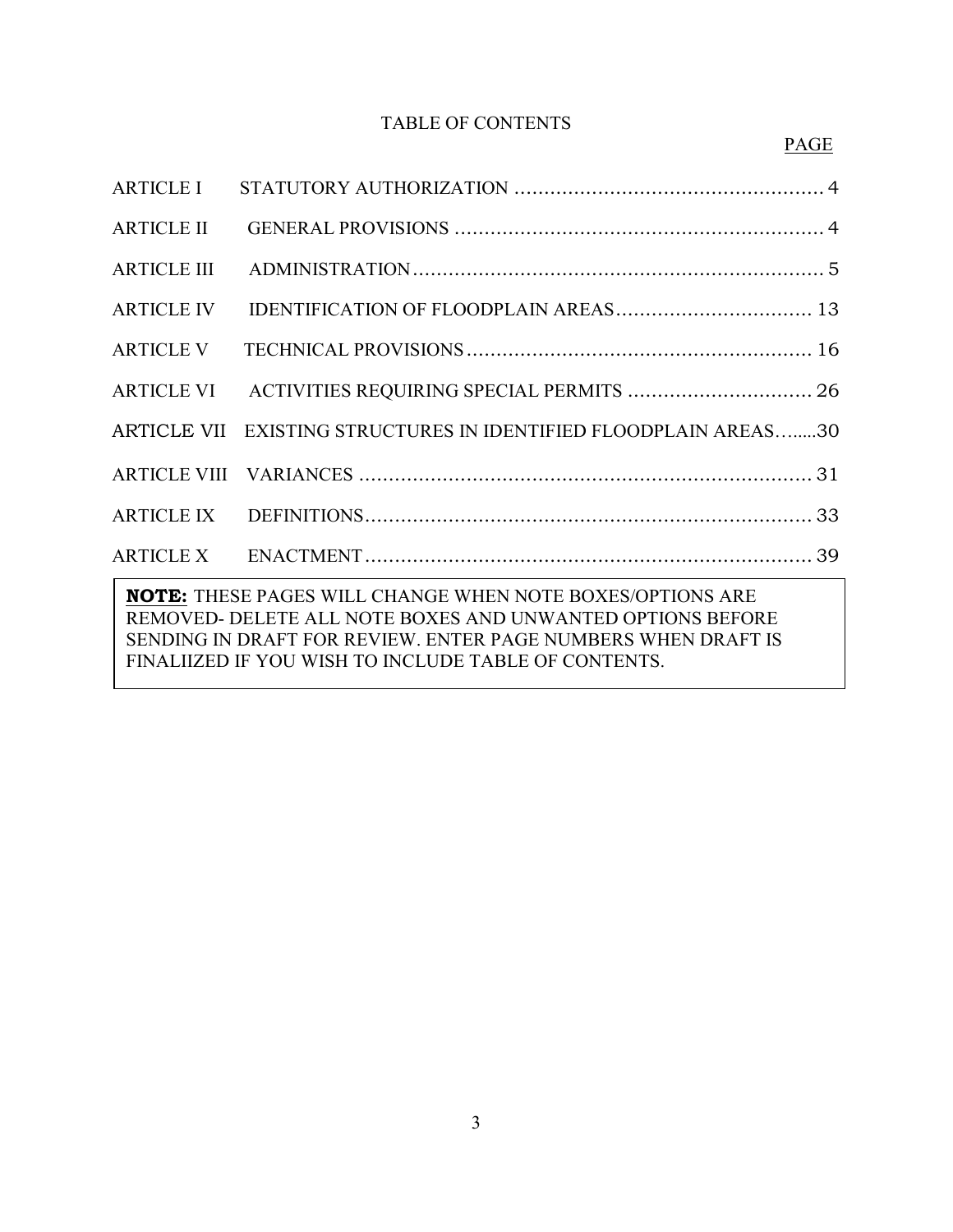# TABLE OF CONTENTS

| | | PAGE |
|---|---|---|
| ARTICLE I | STATUTORY AUTHORIZATION | 4 |
| ARTICLE II | GENERAL PROVISIONS | 4 |
| ARTICLE III | ADMINISTRATION | 5 |
| ARTICLE IV | IDENTIFICATION OF FLOODPLAIN AREAS | 13 |
| ARTICLE V | TECHNICAL PROVISIONS | 16 |
| ARTICLE VI | ACTIVITIES REQUIRING SPECIAL PERMITS | 26 |
| ARTICLE VII | EXISTING STRUCTURES IN IDENTIFIED FLOODPLAIN AREAS | 30 |
| ARTICLE VIII | VARIANCES | 31 |
| ARTICLE IX | DEFINITIONS | 33 |
| ARTICLE X | ENACTMENT | 39 |

**NOTE:** THESE PAGES WILL CHANGE WHEN NOTE BOXES/OPTIONS ARE REMOVED- DELETE ALL NOTE BOXES AND UNWANTED OPTIONS BEFORE SENDING IN DRAFT FOR REVIEW. ENTER PAGE NUMBERS WHEN DRAFT IS FINALIIZED IF YOU WISH TO INCLUDE TABLE OF CONTENTS.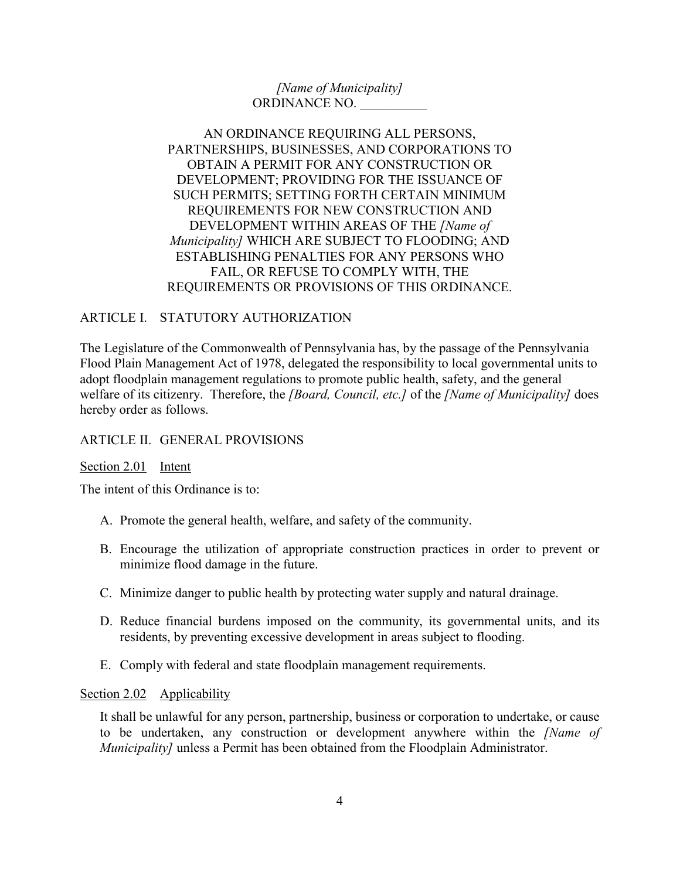*[Name of Municipality]*
ORDINANCE NO. __________

AN ORDINANCE REQUIRING ALL PERSONS, PARTNERSHIPS, BUSINESSES, AND CORPORATIONS TO OBTAIN A PERMIT FOR ANY CONSTRUCTION OR DEVELOPMENT; PROVIDING FOR THE ISSUANCE OF SUCH PERMITS; SETTING FORTH CERTAIN MINIMUM REQUIREMENTS FOR NEW CONSTRUCTION AND DEVELOPMENT WITHIN AREAS OF THE *[Name of Municipality]* WHICH ARE SUBJECT TO FLOODING; AND ESTABLISHING PENALTIES FOR ANY PERSONS WHO FAIL, OR REFUSE TO COMPLY WITH, THE REQUIREMENTS OR PROVISIONS OF THIS ORDINANCE.

## ARTICLE I. STATUTORY AUTHORIZATION

The Legislature of the Commonwealth of Pennsylvania has, by the passage of the Pennsylvania Flood Plain Management Act of 1978, delegated the responsibility to local governmental units to adopt floodplain management regulations to promote public health, safety, and the general welfare of its citizenry. Therefore, the *[Board, Council, etc.]* of the *[Name of Municipality]* does hereby order as follows.

## ARTICLE II. GENERAL PROVISIONS

### Section 2.01 Intent

The intent of this Ordinance is to:

A. Promote the general health, welfare, and safety of the community.

B. Encourage the utilization of appropriate construction practices in order to prevent or minimize flood damage in the future.

C. Minimize danger to public health by protecting water supply and natural drainage.

D. Reduce financial burdens imposed on the community, its governmental units, and its residents, by preventing excessive development in areas subject to flooding.

E. Comply with federal and state floodplain management requirements.

### Section 2.02 Applicability

It shall be unlawful for any person, partnership, business or corporation to undertake, or cause to be undertaken, any construction or development anywhere within the *[Name of Municipality]* unless a Permit has been obtained from the Floodplain Administrator.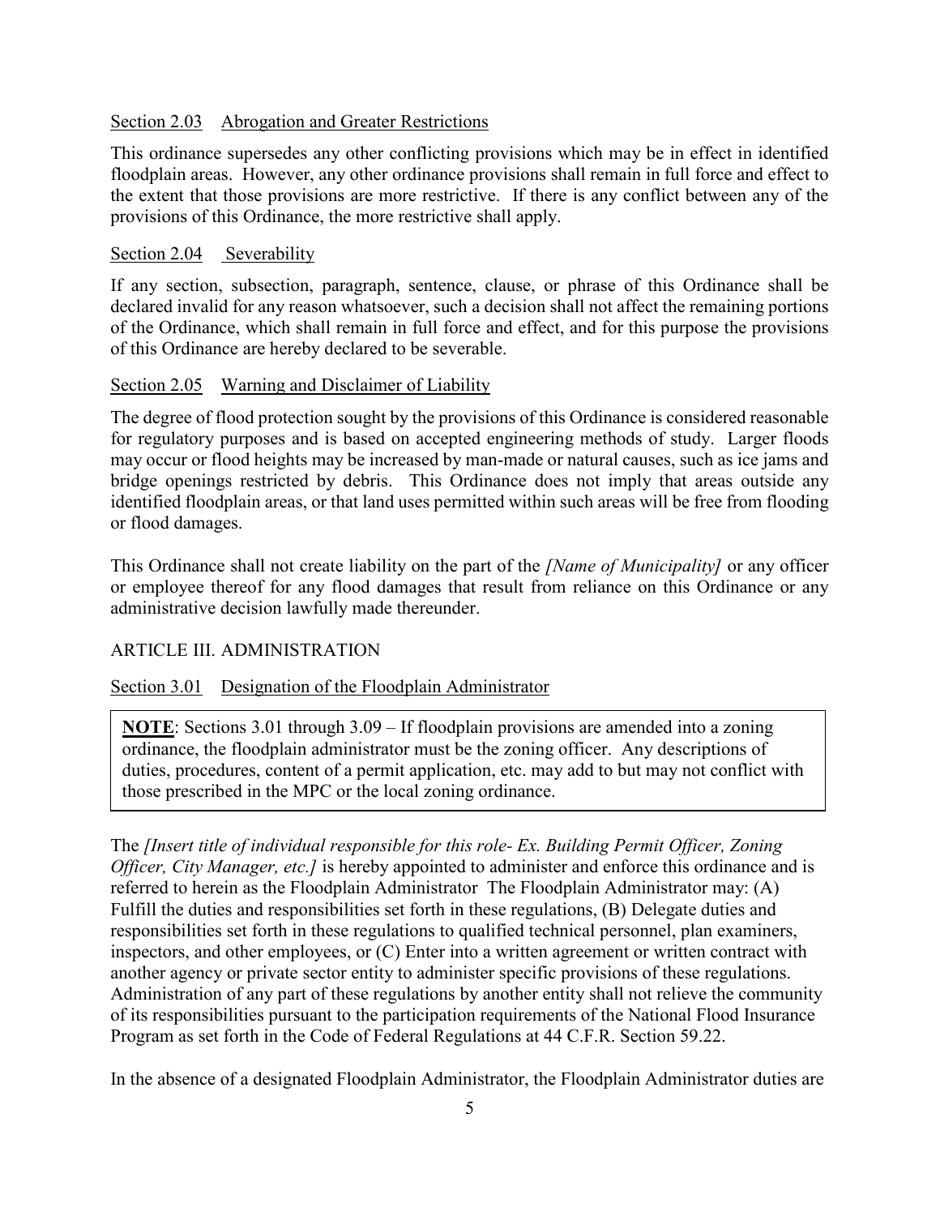Section 2.03 Abrogation and Greater Restrictions

This ordinance supersedes any other conflicting provisions which may be in effect in identified floodplain areas. However, any other ordinance provisions shall remain in full force and effect to the extent that those provisions are more restrictive. If there is any conflict between any of the provisions of this Ordinance, the more restrictive shall apply.

Section 2.04 Severability

If any section, subsection, paragraph, sentence, clause, or phrase of this Ordinance shall be declared invalid for any reason whatsoever, such a decision shall not affect the remaining portions of the Ordinance, which shall remain in full force and effect, and for this purpose the provisions of this Ordinance are hereby declared to be severable.

Section 2.05 Warning and Disclaimer of Liability

The degree of flood protection sought by the provisions of this Ordinance is considered reasonable for regulatory purposes and is based on accepted engineering methods of study. Larger floods may occur or flood heights may be increased by man-made or natural causes, such as ice jams and bridge openings restricted by debris. This Ordinance does not imply that areas outside any identified floodplain areas, or that land uses permitted within such areas will be free from flooding or flood damages.

This Ordinance shall not create liability on the part of the *[Name of Municipality]* or any officer or employee thereof for any flood damages that result from reliance on this Ordinance or any administrative decision lawfully made thereunder.

## ARTICLE III. ADMINISTRATION

Section 3.01 Designation of the Floodplain Administrator

> **NOTE**: Sections 3.01 through 3.09 – If floodplain provisions are amended into a zoning ordinance, the floodplain administrator must be the zoning officer. Any descriptions of duties, procedures, content of a permit application, etc. may add to but may not conflict with those prescribed in the MPC or the local zoning ordinance.

The *[Insert title of individual responsible for this role- Ex. Building Permit Officer, Zoning Officer, City Manager, etc.]* is hereby appointed to administer and enforce this ordinance and is referred to herein as the Floodplain Administrator The Floodplain Administrator may: (A) Fulfill the duties and responsibilities set forth in these regulations, (B) Delegate duties and responsibilities set forth in these regulations to qualified technical personnel, plan examiners, inspectors, and other employees, or (C) Enter into a written agreement or written contract with another agency or private sector entity to administer specific provisions of these regulations. Administration of any part of these regulations by another entity shall not relieve the community of its responsibilities pursuant to the participation requirements of the National Flood Insurance Program as set forth in the Code of Federal Regulations at 44 C.F.R. Section 59.22.

In the absence of a designated Floodplain Administrator, the Floodplain Administrator duties are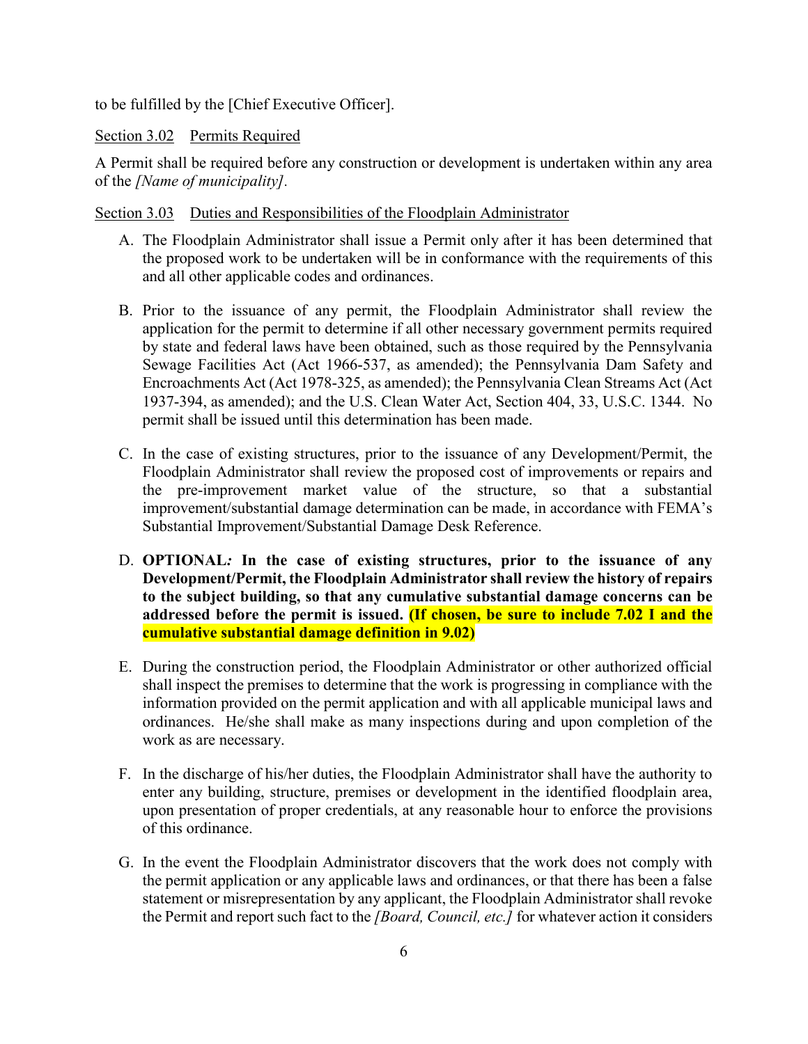to be fulfilled by the [Chief Executive Officer].

Section 3.02 Permits Required

A Permit shall be required before any construction or development is undertaken within any area of the *[Name of municipality]*.

Section 3.03 Duties and Responsibilities of the Floodplain Administrator

A. The Floodplain Administrator shall issue a Permit only after it has been determined that the proposed work to be undertaken will be in conformance with the requirements of this and all other applicable codes and ordinances.

B. Prior to the issuance of any permit, the Floodplain Administrator shall review the application for the permit to determine if all other necessary government permits required by state and federal laws have been obtained, such as those required by the Pennsylvania Sewage Facilities Act (Act 1966-537, as amended); the Pennsylvania Dam Safety and Encroachments Act (Act 1978-325, as amended); the Pennsylvania Clean Streams Act (Act 1937-394, as amended); and the U.S. Clean Water Act, Section 404, 33, U.S.C. 1344. No permit shall be issued until this determination has been made.

C. In the case of existing structures, prior to the issuance of any Development/Permit, the Floodplain Administrator shall review the proposed cost of improvements or repairs and the pre-improvement market value of the structure, so that a substantial improvement/substantial damage determination can be made, in accordance with FEMA's Substantial Improvement/Substantial Damage Desk Reference.

D. **OPTIONAL: In the case of existing structures, prior to the issuance of any Development/Permit, the Floodplain Administrator shall review the history of repairs to the subject building, so that any cumulative substantial damage concerns can be addressed before the permit is issued. (If chosen, be sure to include 7.02 I and the cumulative substantial damage definition in 9.02)**

E. During the construction period, the Floodplain Administrator or other authorized official shall inspect the premises to determine that the work is progressing in compliance with the information provided on the permit application and with all applicable municipal laws and ordinances. He/she shall make as many inspections during and upon completion of the work as are necessary.

F. In the discharge of his/her duties, the Floodplain Administrator shall have the authority to enter any building, structure, premises or development in the identified floodplain area, upon presentation of proper credentials, at any reasonable hour to enforce the provisions of this ordinance.

G. In the event the Floodplain Administrator discovers that the work does not comply with the permit application or any applicable laws and ordinances, or that there has been a false statement or misrepresentation by any applicant, the Floodplain Administrator shall revoke the Permit and report such fact to the *[Board, Council, etc.]* for whatever action it considers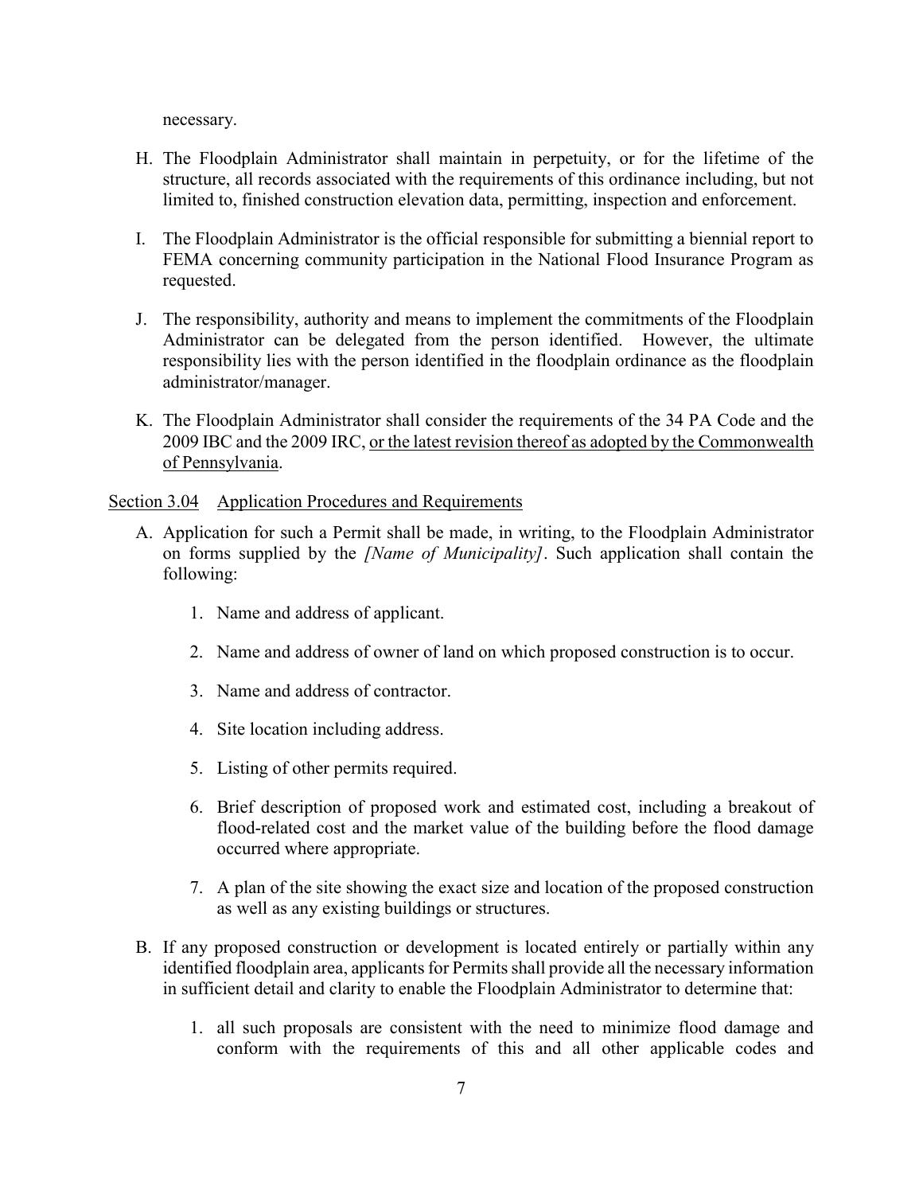necessary.

H. The Floodplain Administrator shall maintain in perpetuity, or for the lifetime of the structure, all records associated with the requirements of this ordinance including, but not limited to, finished construction elevation data, permitting, inspection and enforcement.

I. The Floodplain Administrator is the official responsible for submitting a biennial report to FEMA concerning community participation in the National Flood Insurance Program as requested.

J. The responsibility, authority and means to implement the commitments of the Floodplain Administrator can be delegated from the person identified. However, the ultimate responsibility lies with the person identified in the floodplain ordinance as the floodplain administrator/manager.

K. The Floodplain Administrator shall consider the requirements of the 34 PA Code and the 2009 IBC and the 2009 IRC, <u>or the latest revision thereof as adopted by the Commonwealth of Pennsylvania</u>.

<u>Section 3.04 Application Procedures and Requirements</u>

A. Application for such a Permit shall be made, in writing, to the Floodplain Administrator on forms supplied by the *[Name of Municipality]*. Such application shall contain the following:

1. Name and address of applicant.

2. Name and address of owner of land on which proposed construction is to occur.

3. Name and address of contractor.

4. Site location including address.

5. Listing of other permits required.

6. Brief description of proposed work and estimated cost, including a breakout of flood-related cost and the market value of the building before the flood damage occurred where appropriate.

7. A plan of the site showing the exact size and location of the proposed construction as well as any existing buildings or structures.

B. If any proposed construction or development is located entirely or partially within any identified floodplain area, applicants for Permits shall provide all the necessary information in sufficient detail and clarity to enable the Floodplain Administrator to determine that:

1. all such proposals are consistent with the need to minimize flood damage and conform with the requirements of this and all other applicable codes and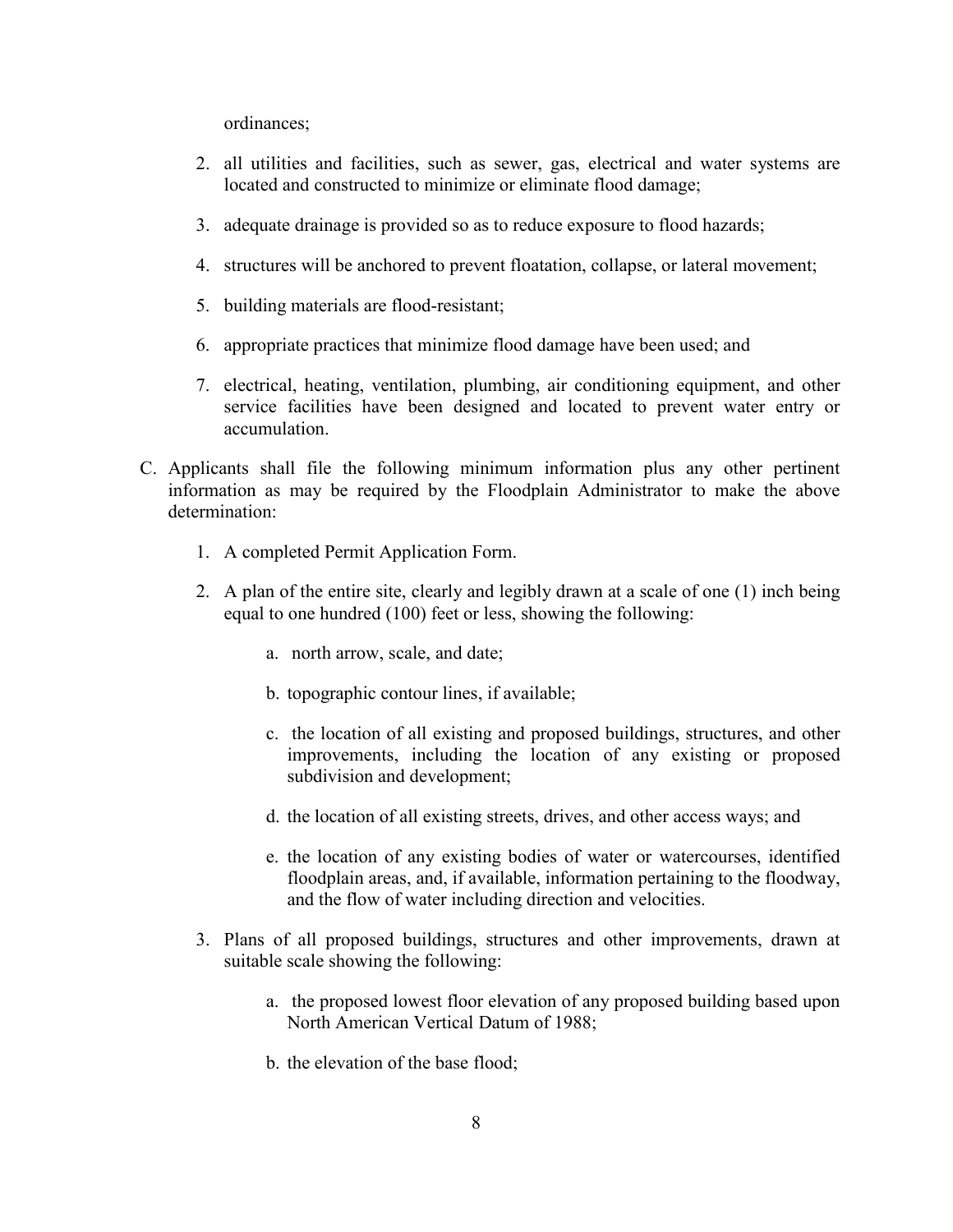ordinances;

2. all utilities and facilities, such as sewer, gas, electrical and water systems are located and constructed to minimize or eliminate flood damage;

3. adequate drainage is provided so as to reduce exposure to flood hazards;

4. structures will be anchored to prevent floatation, collapse, or lateral movement;

5. building materials are flood-resistant;

6. appropriate practices that minimize flood damage have been used; and

7. electrical, heating, ventilation, plumbing, air conditioning equipment, and other service facilities have been designed and located to prevent water entry or accumulation.

C. Applicants shall file the following minimum information plus any other pertinent information as may be required by the Floodplain Administrator to make the above determination:

   1. A completed Permit Application Form.

   2. A plan of the entire site, clearly and legibly drawn at a scale of one (1) inch being equal to one hundred (100) feet or less, showing the following:

      a. north arrow, scale, and date;

      b. topographic contour lines, if available;

      c. the location of all existing and proposed buildings, structures, and other improvements, including the location of any existing or proposed subdivision and development;

      d. the location of all existing streets, drives, and other access ways; and

      e. the location of any existing bodies of water or watercourses, identified floodplain areas, and, if available, information pertaining to the floodway, and the flow of water including direction and velocities.

   3. Plans of all proposed buildings, structures and other improvements, drawn at suitable scale showing the following:

      a. the proposed lowest floor elevation of any proposed building based upon North American Vertical Datum of 1988;

      b. the elevation of the base flood;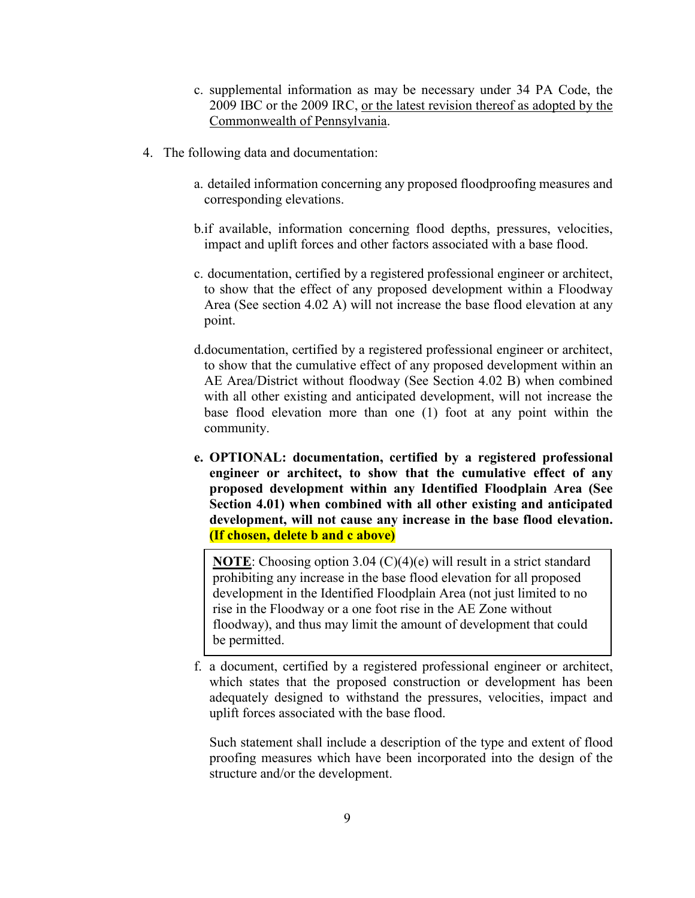c. supplemental information as may be necessary under 34 PA Code, the 2009 IBC or the 2009 IRC, <u>or the latest revision thereof as adopted by the Commonwealth of Pennsylvania</u>.

4. The following data and documentation:

   a. detailed information concerning any proposed floodproofing measures and corresponding elevations.

   b. if available, information concerning flood depths, pressures, velocities, impact and uplift forces and other factors associated with a base flood.

   c. documentation, certified by a registered professional engineer or architect, to show that the effect of any proposed development within a Floodway Area (See section 4.02 A) will not increase the base flood elevation at any point.

   d. documentation, certified by a registered professional engineer or architect, to show that the cumulative effect of any proposed development within an AE Area/District without floodway (See Section 4.02 B) when combined with all other existing and anticipated development, will not increase the base flood elevation more than one (1) foot at any point within the community.

   **e. OPTIONAL: documentation, certified by a registered professional engineer or architect, to show that the cumulative effect of any proposed development within any Identified Floodplain Area (See Section 4.01) when combined with all other existing and anticipated development, will not cause any increase in the base flood elevation. (If chosen, delete b and c above)**

   > **<u>NOTE</u>**: Choosing option 3.04 (C)(4)(e) will result in a strict standard prohibiting any increase in the base flood elevation for all proposed development in the Identified Floodplain Area (not just limited to no rise in the Floodway or a one foot rise in the AE Zone without floodway), and thus may limit the amount of development that could be permitted.

   f. a document, certified by a registered professional engineer or architect, which states that the proposed construction or development has been adequately designed to withstand the pressures, velocities, impact and uplift forces associated with the base flood.

   Such statement shall include a description of the type and extent of flood proofing measures which have been incorporated into the design of the structure and/or the development.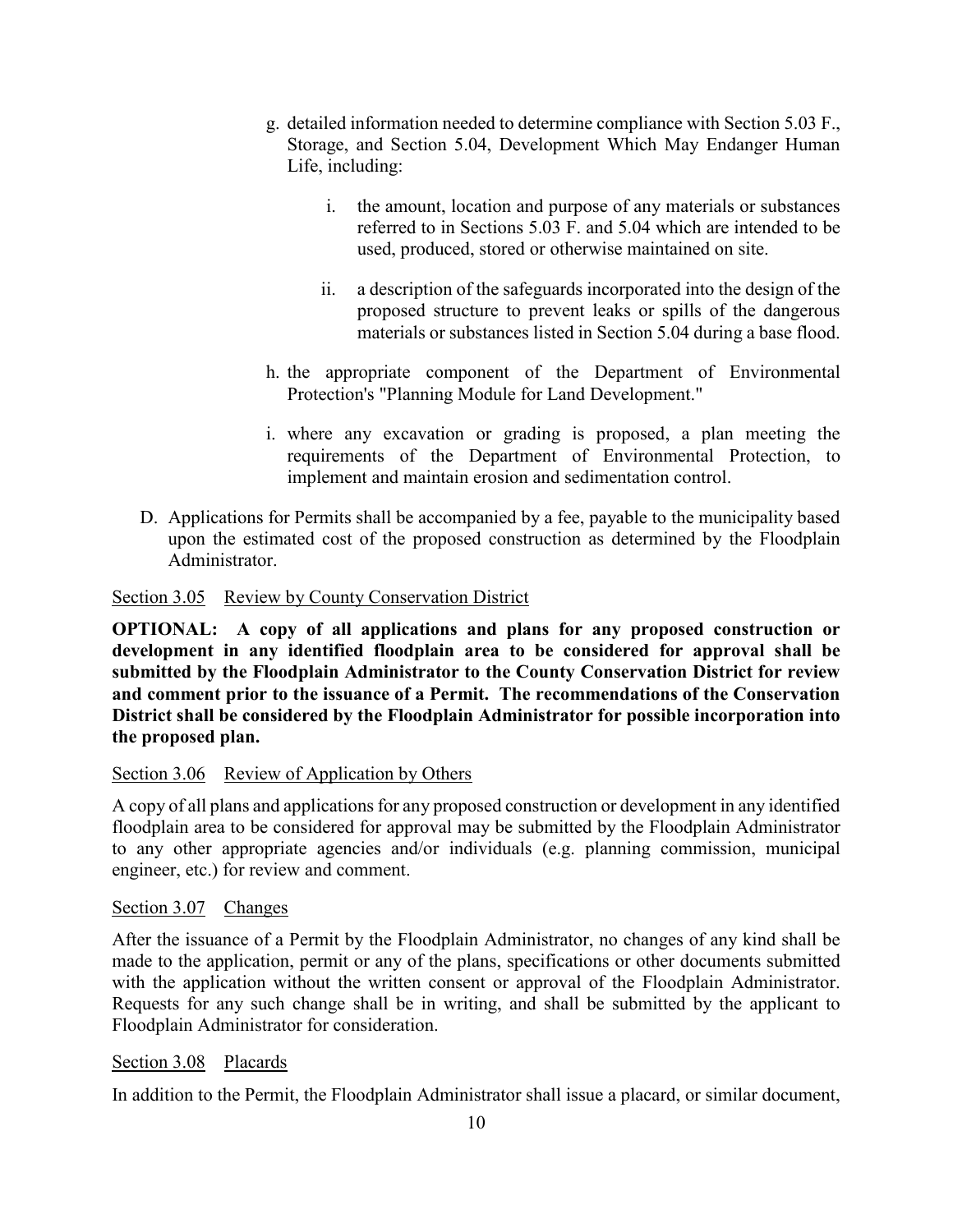g. detailed information needed to determine compliance with Section 5.03 F., Storage, and Section 5.04, Development Which May Endanger Human Life, including:

   i. the amount, location and purpose of any materials or substances referred to in Sections 5.03 F. and 5.04 which are intended to be used, produced, stored or otherwise maintained on site.

   ii. a description of the safeguards incorporated into the design of the proposed structure to prevent leaks or spills of the dangerous materials or substances listed in Section 5.04 during a base flood.

h. the appropriate component of the Department of Environmental Protection's "Planning Module for Land Development."

i. where any excavation or grading is proposed, a plan meeting the requirements of the Department of Environmental Protection, to implement and maintain erosion and sedimentation control.

D. Applications for Permits shall be accompanied by a fee, payable to the municipality based upon the estimated cost of the proposed construction as determined by the Floodplain Administrator.

Section 3.05 Review by County Conservation District

**OPTIONAL: A copy of all applications and plans for any proposed construction or development in any identified floodplain area to be considered for approval shall be submitted by the Floodplain Administrator to the County Conservation District for review and comment prior to the issuance of a Permit. The recommendations of the Conservation District shall be considered by the Floodplain Administrator for possible incorporation into the proposed plan.**

Section 3.06 Review of Application by Others

A copy of all plans and applications for any proposed construction or development in any identified floodplain area to be considered for approval may be submitted by the Floodplain Administrator to any other appropriate agencies and/or individuals (e.g. planning commission, municipal engineer, etc.) for review and comment.

Section 3.07 Changes

After the issuance of a Permit by the Floodplain Administrator, no changes of any kind shall be made to the application, permit or any of the plans, specifications or other documents submitted with the application without the written consent or approval of the Floodplain Administrator. Requests for any such change shall be in writing, and shall be submitted by the applicant to Floodplain Administrator for consideration.

Section 3.08 Placards

In addition to the Permit, the Floodplain Administrator shall issue a placard, or similar document,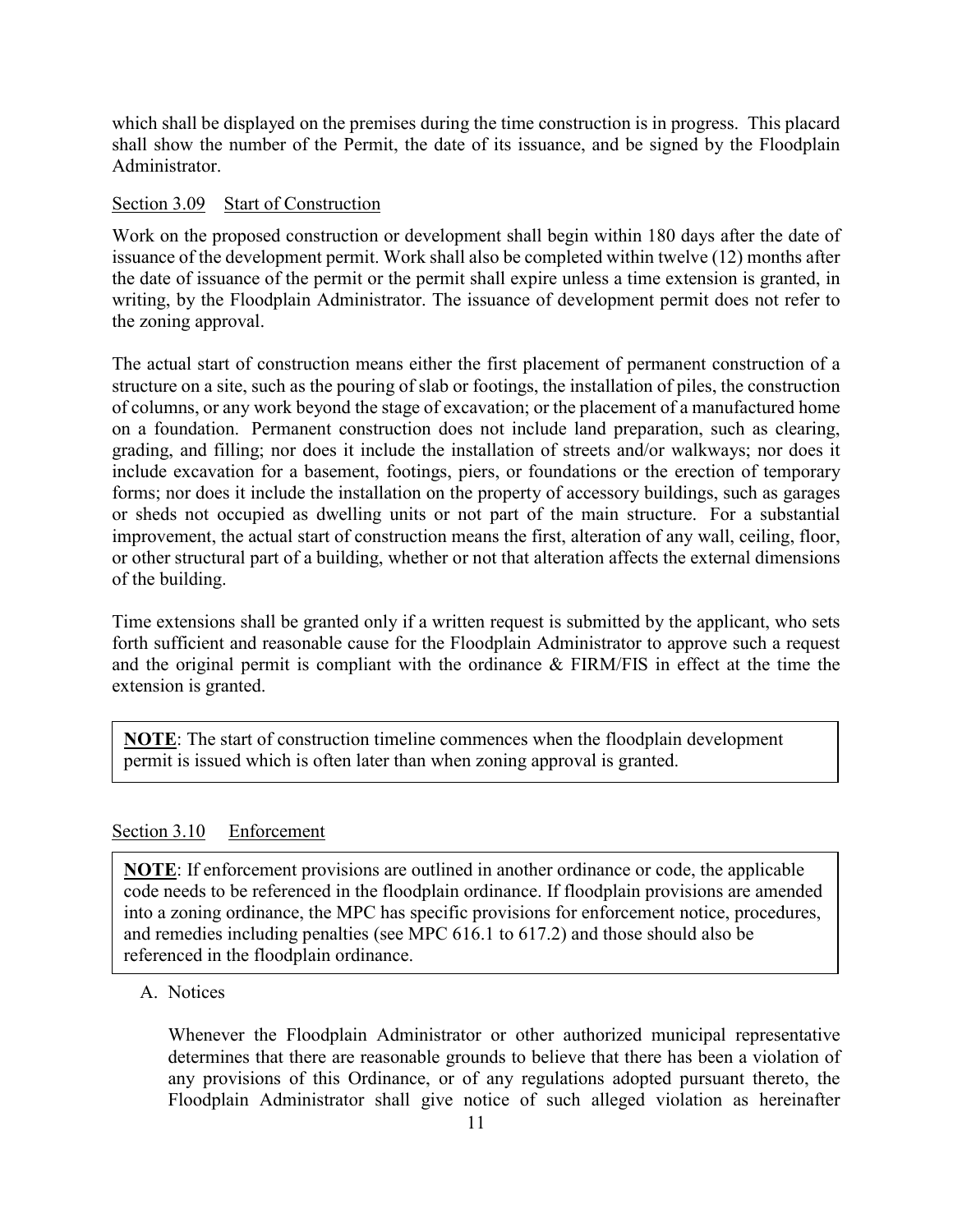which shall be displayed on the premises during the time construction is in progress. This placard shall show the number of the Permit, the date of its issuance, and be signed by the Floodplain Administrator.

### Section 3.09 Start of Construction

Work on the proposed construction or development shall begin within 180 days after the date of issuance of the development permit. Work shall also be completed within twelve (12) months after the date of issuance of the permit or the permit shall expire unless a time extension is granted, in writing, by the Floodplain Administrator. The issuance of development permit does not refer to the zoning approval.

The actual start of construction means either the first placement of permanent construction of a structure on a site, such as the pouring of slab or footings, the installation of piles, the construction of columns, or any work beyond the stage of excavation; or the placement of a manufactured home on a foundation. Permanent construction does not include land preparation, such as clearing, grading, and filling; nor does it include the installation of streets and/or walkways; nor does it include excavation for a basement, footings, piers, or foundations or the erection of temporary forms; nor does it include the installation on the property of accessory buildings, such as garages or sheds not occupied as dwelling units or not part of the main structure. For a substantial improvement, the actual start of construction means the first, alteration of any wall, ceiling, floor, or other structural part of a building, whether or not that alteration affects the external dimensions of the building.

Time extensions shall be granted only if a written request is submitted by the applicant, who sets forth sufficient and reasonable cause for the Floodplain Administrator to approve such a request and the original permit is compliant with the ordinance & FIRM/FIS in effect at the time the extension is granted.

> **NOTE**: The start of construction timeline commences when the floodplain development permit is issued which is often later than when zoning approval is granted.

### Section 3.10 Enforcement

> **NOTE**: If enforcement provisions are outlined in another ordinance or code, the applicable code needs to be referenced in the floodplain ordinance. If floodplain provisions are amended into a zoning ordinance, the MPC has specific provisions for enforcement notice, procedures, and remedies including penalties (see MPC 616.1 to 617.2) and those should also be referenced in the floodplain ordinance.

A. Notices

Whenever the Floodplain Administrator or other authorized municipal representative determines that there are reasonable grounds to believe that there has been a violation of any provisions of this Ordinance, or of any regulations adopted pursuant thereto, the Floodplain Administrator shall give notice of such alleged violation as hereinafter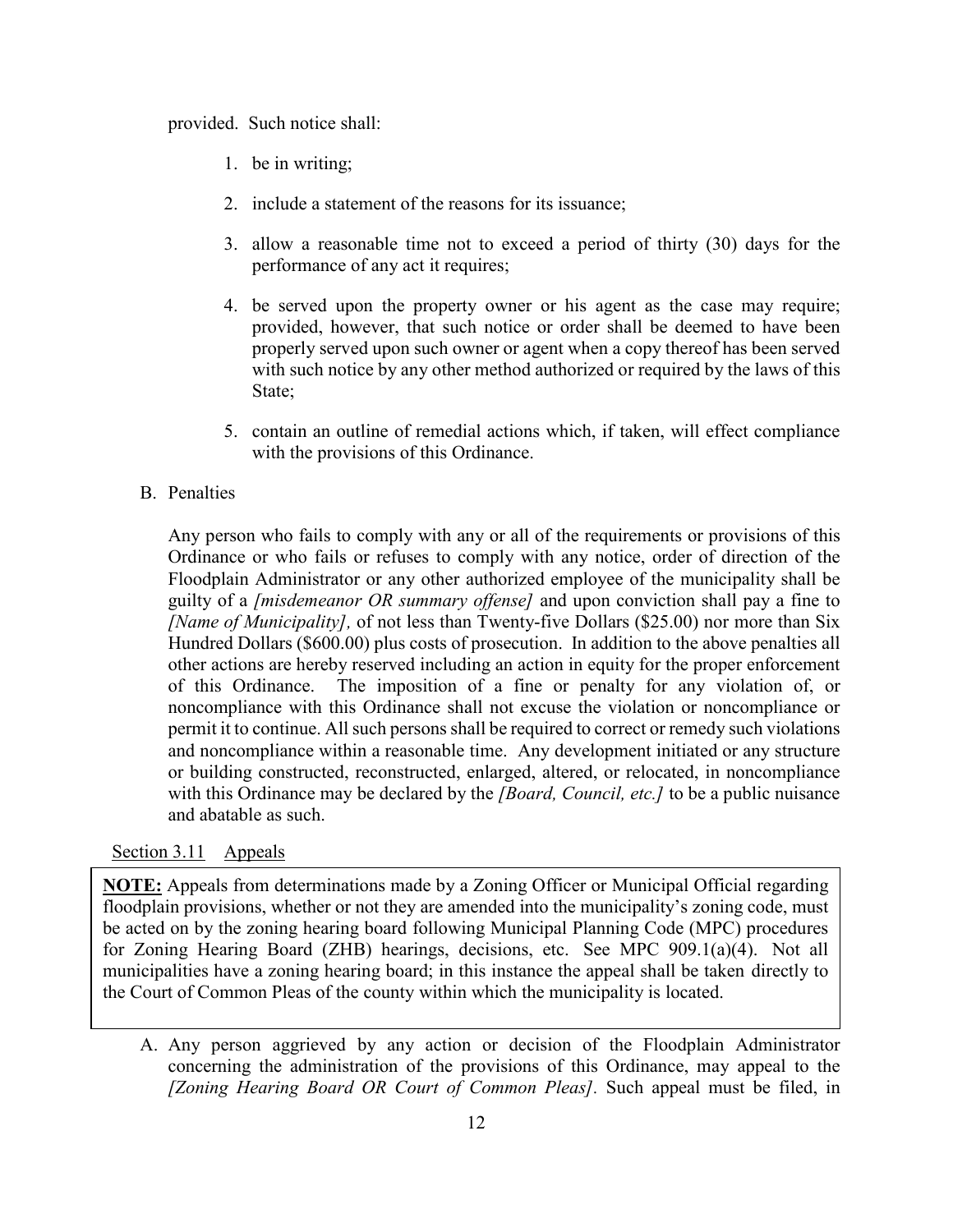provided. Such notice shall:

1. be in writing;

2. include a statement of the reasons for its issuance;

3. allow a reasonable time not to exceed a period of thirty (30) days for the performance of any act it requires;

4. be served upon the property owner or his agent as the case may require; provided, however, that such notice or order shall be deemed to have been properly served upon such owner or agent when a copy thereof has been served with such notice by any other method authorized or required by the laws of this State;

5. contain an outline of remedial actions which, if taken, will effect compliance with the provisions of this Ordinance.

B. Penalties

Any person who fails to comply with any or all of the requirements or provisions of this Ordinance or who fails or refuses to comply with any notice, order of direction of the Floodplain Administrator or any other authorized employee of the municipality shall be guilty of a *[misdemeanor OR summary offense]* and upon conviction shall pay a fine to *[Name of Municipality],* of not less than Twenty-five Dollars ($25.00) nor more than Six Hundred Dollars ($600.00) plus costs of prosecution. In addition to the above penalties all other actions are hereby reserved including an action in equity for the proper enforcement of this Ordinance. The imposition of a fine or penalty for any violation of, or noncompliance with this Ordinance shall not excuse the violation or noncompliance or permit it to continue. All such persons shall be required to correct or remedy such violations and noncompliance within a reasonable time. Any development initiated or any structure or building constructed, reconstructed, enlarged, altered, or relocated, in noncompliance with this Ordinance may be declared by the *[Board, Council, etc.]* to be a public nuisance and abatable as such.

Section 3.11 Appeals

**NOTE:** Appeals from determinations made by a Zoning Officer or Municipal Official regarding floodplain provisions, whether or not they are amended into the municipality's zoning code, must be acted on by the zoning hearing board following Municipal Planning Code (MPC) procedures for Zoning Hearing Board (ZHB) hearings, decisions, etc. See MPC 909.1(a)(4). Not all municipalities have a zoning hearing board; in this instance the appeal shall be taken directly to the Court of Common Pleas of the county within which the municipality is located.

A. Any person aggrieved by any action or decision of the Floodplain Administrator concerning the administration of the provisions of this Ordinance, may appeal to the *[Zoning Hearing Board OR Court of Common Pleas]*. Such appeal must be filed, in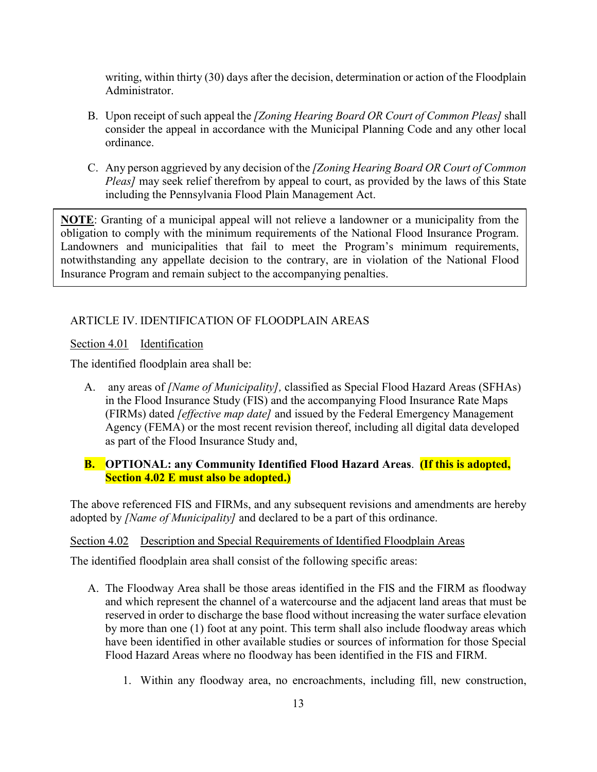writing, within thirty (30) days after the decision, determination or action of the Floodplain Administrator.

B. Upon receipt of such appeal the *[Zoning Hearing Board OR Court of Common Pleas]* shall consider the appeal in accordance with the Municipal Planning Code and any other local ordinance.

C. Any person aggrieved by any decision of the *[Zoning Hearing Board OR Court of Common Pleas]* may seek relief therefrom by appeal to court, as provided by the laws of this State including the Pennsylvania Flood Plain Management Act.

> **NOTE**: Granting of a municipal appeal will not relieve a landowner or a municipality from the obligation to comply with the minimum requirements of the National Flood Insurance Program. Landowners and municipalities that fail to meet the Program's minimum requirements, notwithstanding any appellate decision to the contrary, are in violation of the National Flood Insurance Program and remain subject to the accompanying penalties.

## ARTICLE IV. IDENTIFICATION OF FLOODPLAIN AREAS

### Section 4.01 Identification

The identified floodplain area shall be:

A. any areas of *[Name of Municipality],* classified as Special Flood Hazard Areas (SFHAs) in the Flood Insurance Study (FIS) and the accompanying Flood Insurance Rate Maps (FIRMs) dated *[effective map date]* and issued by the Federal Emergency Management Agency (FEMA) or the most recent revision thereof, including all digital data developed as part of the Flood Insurance Study and,

**B. OPTIONAL: any Community Identified Flood Hazard Areas**. **(If this is adopted, Section 4.02 E must also be adopted.)**

The above referenced FIS and FIRMs, and any subsequent revisions and amendments are hereby adopted by *[Name of Municipality]* and declared to be a part of this ordinance.

### Section 4.02 Description and Special Requirements of Identified Floodplain Areas

The identified floodplain area shall consist of the following specific areas:

A. The Floodway Area shall be those areas identified in the FIS and the FIRM as floodway and which represent the channel of a watercourse and the adjacent land areas that must be reserved in order to discharge the base flood without increasing the water surface elevation by more than one (1) foot at any point. This term shall also include floodway areas which have been identified in other available studies or sources of information for those Special Flood Hazard Areas where no floodway has been identified in the FIS and FIRM.

1. Within any floodway area, no encroachments, including fill, new construction,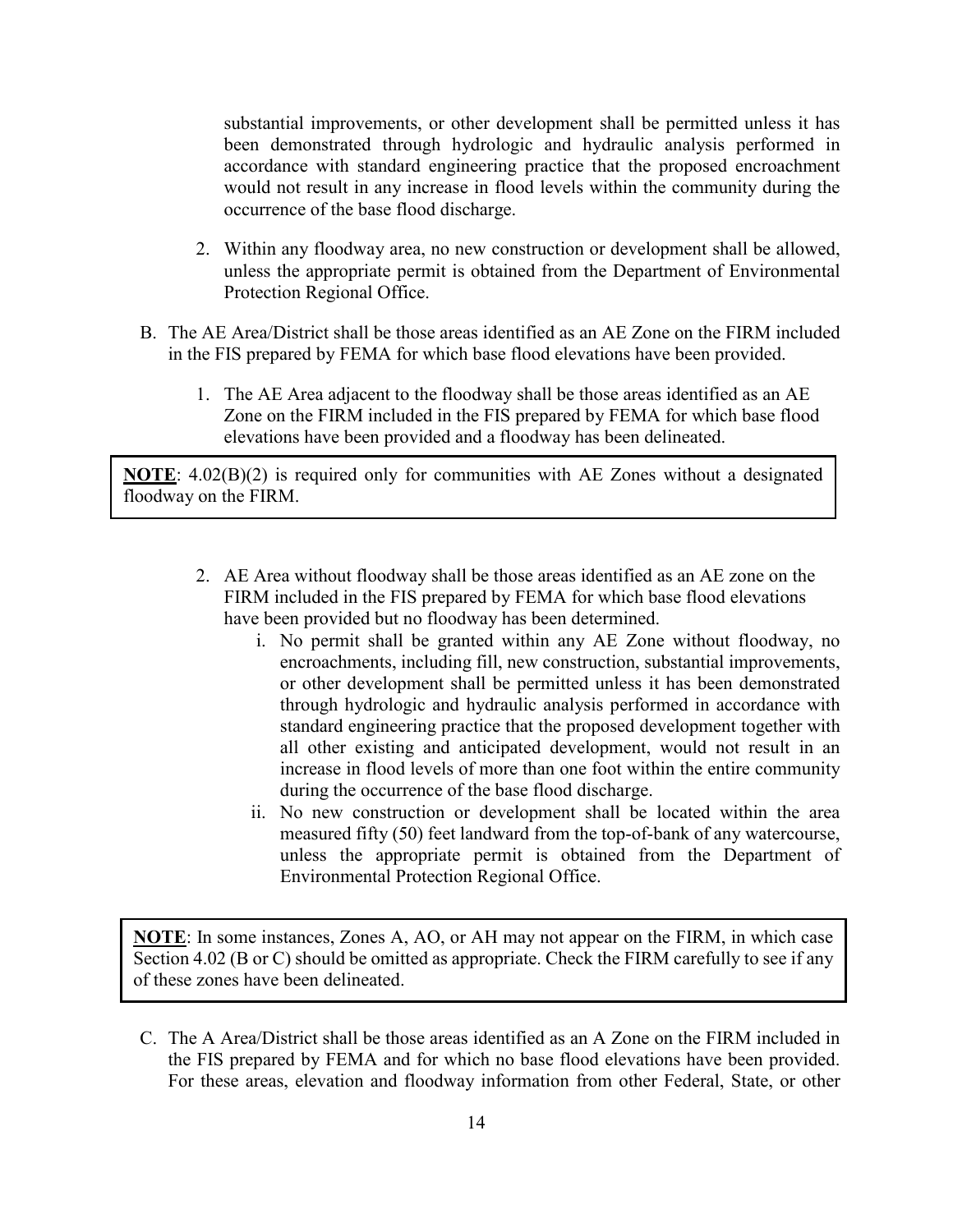substantial improvements, or other development shall be permitted unless it has been demonstrated through hydrologic and hydraulic analysis performed in accordance with standard engineering practice that the proposed encroachment would not result in any increase in flood levels within the community during the occurrence of the base flood discharge.

2. Within any floodway area, no new construction or development shall be allowed, unless the appropriate permit is obtained from the Department of Environmental Protection Regional Office.

B. The AE Area/District shall be those areas identified as an AE Zone on the FIRM included in the FIS prepared by FEMA for which base flood elevations have been provided.

   1. The AE Area adjacent to the floodway shall be those areas identified as an AE Zone on the FIRM included in the FIS prepared by FEMA for which base flood elevations have been provided and a floodway has been delineated.

> **NOTE**: 4.02(B)(2) is required only for communities with AE Zones without a designated floodway on the FIRM.

   2. AE Area without floodway shall be those areas identified as an AE zone on the FIRM included in the FIS prepared by FEMA for which base flood elevations have been provided but no floodway has been determined.
      i. No permit shall be granted within any AE Zone without floodway, no encroachments, including fill, new construction, substantial improvements, or other development shall be permitted unless it has been demonstrated through hydrologic and hydraulic analysis performed in accordance with standard engineering practice that the proposed development together with all other existing and anticipated development, would not result in an increase in flood levels of more than one foot within the entire community during the occurrence of the base flood discharge.
      ii. No new construction or development shall be located within the area measured fifty (50) feet landward from the top-of-bank of any watercourse, unless the appropriate permit is obtained from the Department of Environmental Protection Regional Office.

> **NOTE**: In some instances, Zones A, AO, or AH may not appear on the FIRM, in which case Section 4.02 (B or C) should be omitted as appropriate. Check the FIRM carefully to see if any of these zones have been delineated.

C. The A Area/District shall be those areas identified as an A Zone on the FIRM included in the FIS prepared by FEMA and for which no base flood elevations have been provided. For these areas, elevation and floodway information from other Federal, State, or other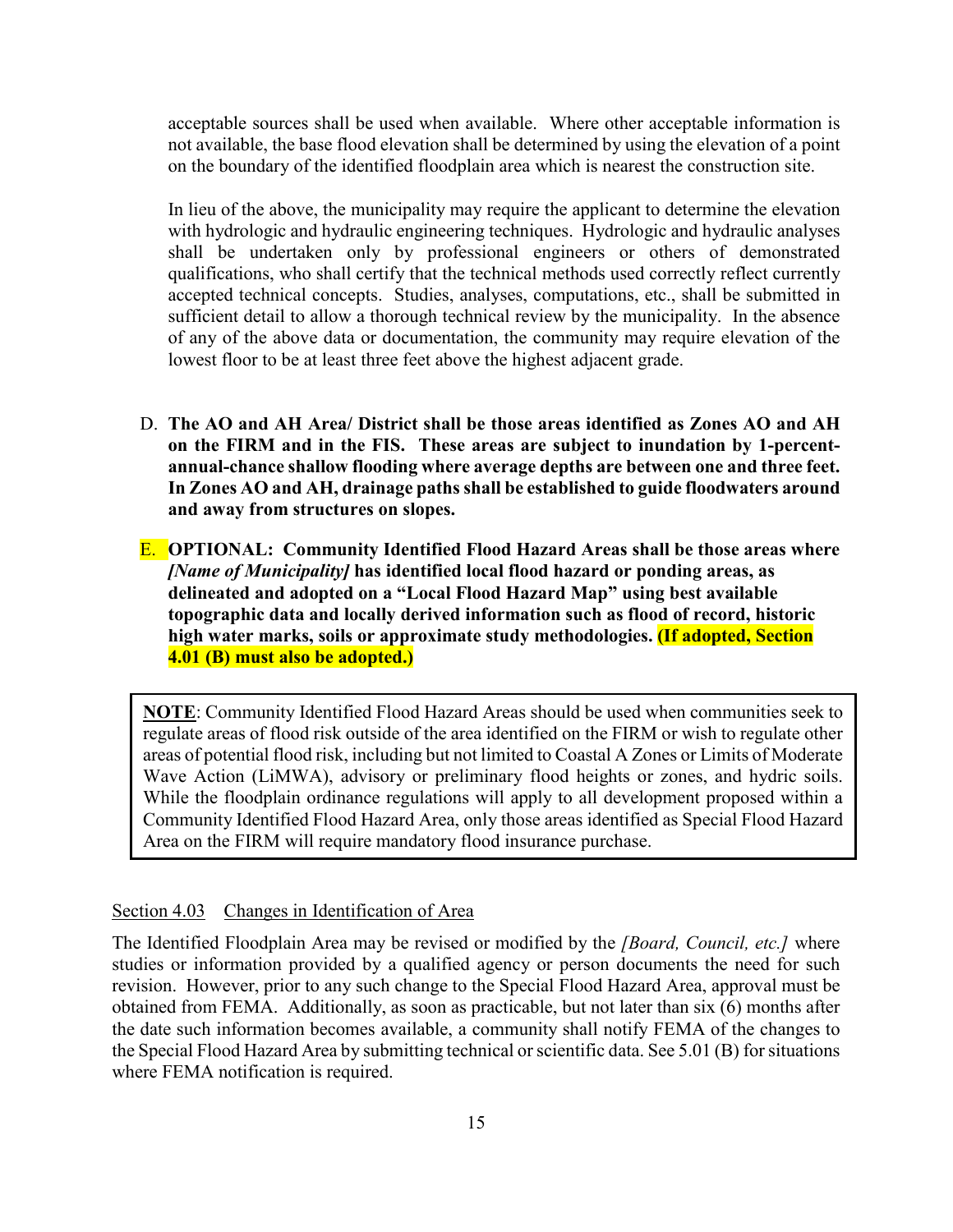acceptable sources shall be used when available. Where other acceptable information is not available, the base flood elevation shall be determined by using the elevation of a point on the boundary of the identified floodplain area which is nearest the construction site.

In lieu of the above, the municipality may require the applicant to determine the elevation with hydrologic and hydraulic engineering techniques. Hydrologic and hydraulic analyses shall be undertaken only by professional engineers or others of demonstrated qualifications, who shall certify that the technical methods used correctly reflect currently accepted technical concepts. Studies, analyses, computations, etc., shall be submitted in sufficient detail to allow a thorough technical review by the municipality. In the absence of any of the above data or documentation, the community may require elevation of the lowest floor to be at least three feet above the highest adjacent grade.

D. **The AO and AH Area/ District shall be those areas identified as Zones AO and AH on the FIRM and in the FIS. These areas are subject to inundation by 1-percent-annual-chance shallow flooding where average depths are between one and three feet. In Zones AO and AH, drainage paths shall be established to guide floodwaters around and away from structures on slopes.**

E. **OPTIONAL: Community Identified Flood Hazard Areas shall be those areas where *[Name of Municipality]* has identified local flood hazard or ponding areas, as delineated and adopted on a "Local Flood Hazard Map" using best available topographic data and locally derived information such as flood of record, historic high water marks, soils or approximate study methodologies. (If adopted, Section 4.01 (B) must also be adopted.)**

> **NOTE**: Community Identified Flood Hazard Areas should be used when communities seek to regulate areas of flood risk outside of the area identified on the FIRM or wish to regulate other areas of potential flood risk, including but not limited to Coastal A Zones or Limits of Moderate Wave Action (LiMWA), advisory or preliminary flood heights or zones, and hydric soils. While the floodplain ordinance regulations will apply to all development proposed within a Community Identified Flood Hazard Area, only those areas identified as Special Flood Hazard Area on the FIRM will require mandatory flood insurance purchase.

Section 4.03 Changes in Identification of Area

The Identified Floodplain Area may be revised or modified by the *[Board, Council, etc.]* where studies or information provided by a qualified agency or person documents the need for such revision. However, prior to any such change to the Special Flood Hazard Area, approval must be obtained from FEMA. Additionally, as soon as practicable, but not later than six (6) months after the date such information becomes available, a community shall notify FEMA of the changes to the Special Flood Hazard Area by submitting technical or scientific data. See 5.01 (B) for situations where FEMA notification is required.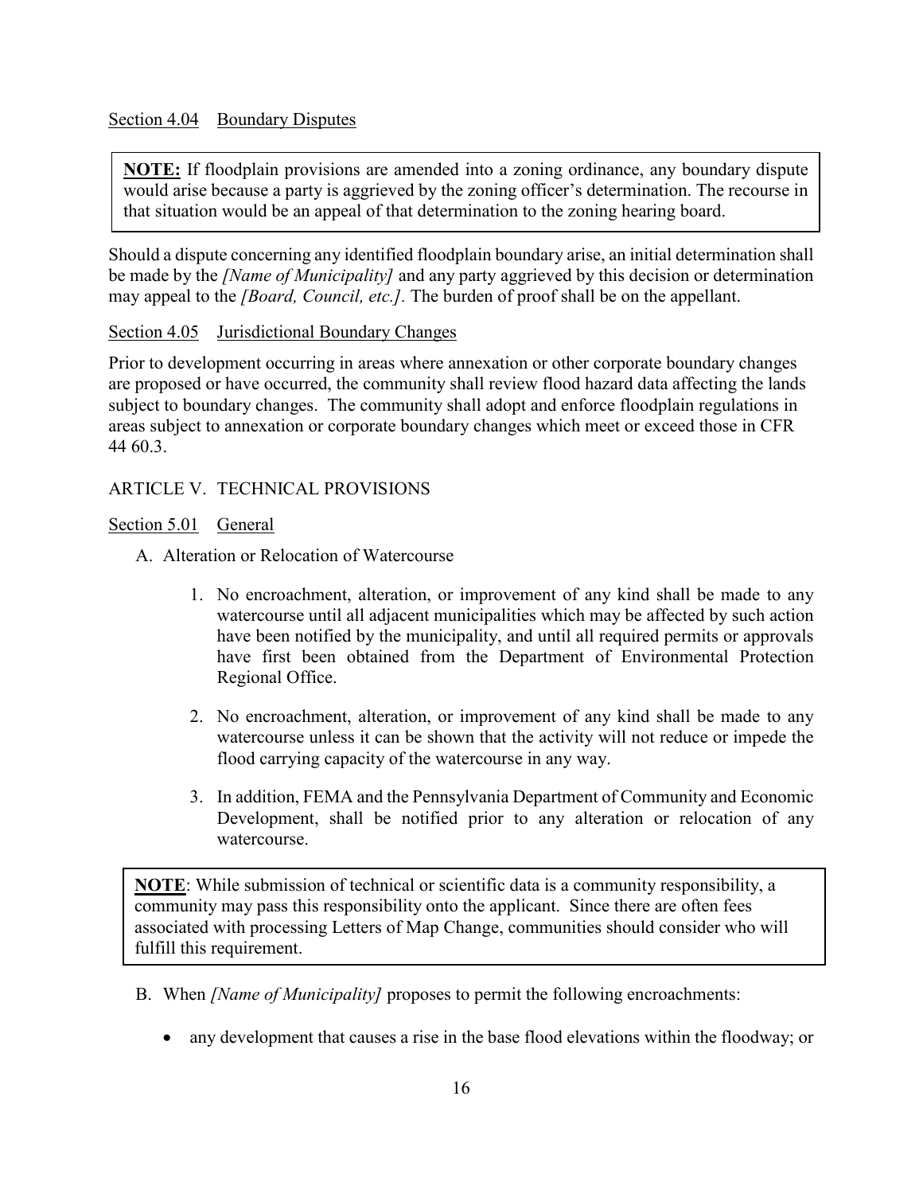Section 4.04 Boundary Disputes

> **NOTE:** If floodplain provisions are amended into a zoning ordinance, any boundary dispute would arise because a party is aggrieved by the zoning officer's determination. The recourse in that situation would be an appeal of that determination to the zoning hearing board.

Should a dispute concerning any identified floodplain boundary arise, an initial determination shall be made by the *[Name of Municipality]* and any party aggrieved by this decision or determination may appeal to the *[Board, Council, etc.]*. The burden of proof shall be on the appellant.

Section 4.05 Jurisdictional Boundary Changes

Prior to development occurring in areas where annexation or other corporate boundary changes are proposed or have occurred, the community shall review flood hazard data affecting the lands subject to boundary changes. The community shall adopt and enforce floodplain regulations in areas subject to annexation or corporate boundary changes which meet or exceed those in CFR 44 60.3.

ARTICLE V. TECHNICAL PROVISIONS

Section 5.01 General

A. Alteration or Relocation of Watercourse

1. No encroachment, alteration, or improvement of any kind shall be made to any watercourse until all adjacent municipalities which may be affected by such action have been notified by the municipality, and until all required permits or approvals have first been obtained from the Department of Environmental Protection Regional Office.

2. No encroachment, alteration, or improvement of any kind shall be made to any watercourse unless it can be shown that the activity will not reduce or impede the flood carrying capacity of the watercourse in any way.

3. In addition, FEMA and the Pennsylvania Department of Community and Economic Development, shall be notified prior to any alteration or relocation of any watercourse.

> **NOTE**: While submission of technical or scientific data is a community responsibility, a community may pass this responsibility onto the applicant. Since there are often fees associated with processing Letters of Map Change, communities should consider who will fulfill this requirement.

B. When *[Name of Municipality]* proposes to permit the following encroachments:

- any development that causes a rise in the base flood elevations within the floodway; or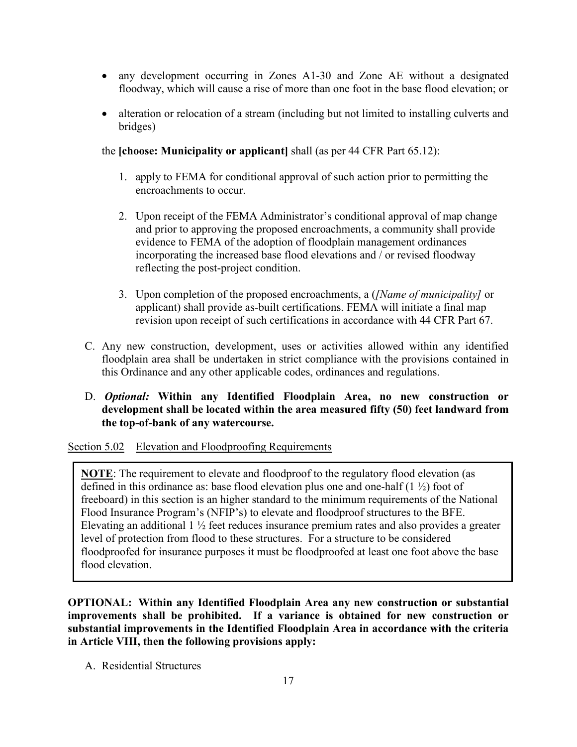- any development occurring in Zones A1-30 and Zone AE without a designated floodway, which will cause a rise of more than one foot in the base flood elevation; or
- alteration or relocation of a stream (including but not limited to installing culverts and bridges)

the **[choose: Municipality or applicant]** shall (as per 44 CFR Part 65.12):

1. apply to FEMA for conditional approval of such action prior to permitting the encroachments to occur.
2. Upon receipt of the FEMA Administrator's conditional approval of map change and prior to approving the proposed encroachments, a community shall provide evidence to FEMA of the adoption of floodplain management ordinances incorporating the increased base flood elevations and / or revised floodway reflecting the post-project condition.
3. Upon completion of the proposed encroachments, a (*[Name of municipality]* or applicant) shall provide as-built certifications. FEMA will initiate a final map revision upon receipt of such certifications in accordance with 44 CFR Part 67.

C. Any new construction, development, uses or activities allowed within any identified floodplain area shall be undertaken in strict compliance with the provisions contained in this Ordinance and any other applicable codes, ordinances and regulations.

D. ***Optional:* Within any Identified Floodplain Area, no new construction or development shall be located within the area measured fifty (50) feet landward from the top-of-bank of any watercourse.**

Section 5.02 Elevation and Floodproofing Requirements

> **NOTE**: The requirement to elevate and floodproof to the regulatory flood elevation (as defined in this ordinance as: base flood elevation plus one and one-half (1 ½) foot of freeboard) in this section is an higher standard to the minimum requirements of the National Flood Insurance Program's (NFIP's) to elevate and floodproof structures to the BFE. Elevating an additional 1 ½ feet reduces insurance premium rates and also provides a greater level of protection from flood to these structures. For a structure to be considered floodproofed for insurance purposes it must be floodproofed at least one foot above the base flood elevation.

**OPTIONAL: Within any Identified Floodplain Area any new construction or substantial improvements shall be prohibited. If a variance is obtained for new construction or substantial improvements in the Identified Floodplain Area in accordance with the criteria in Article VIII, then the following provisions apply:**

A. Residential Structures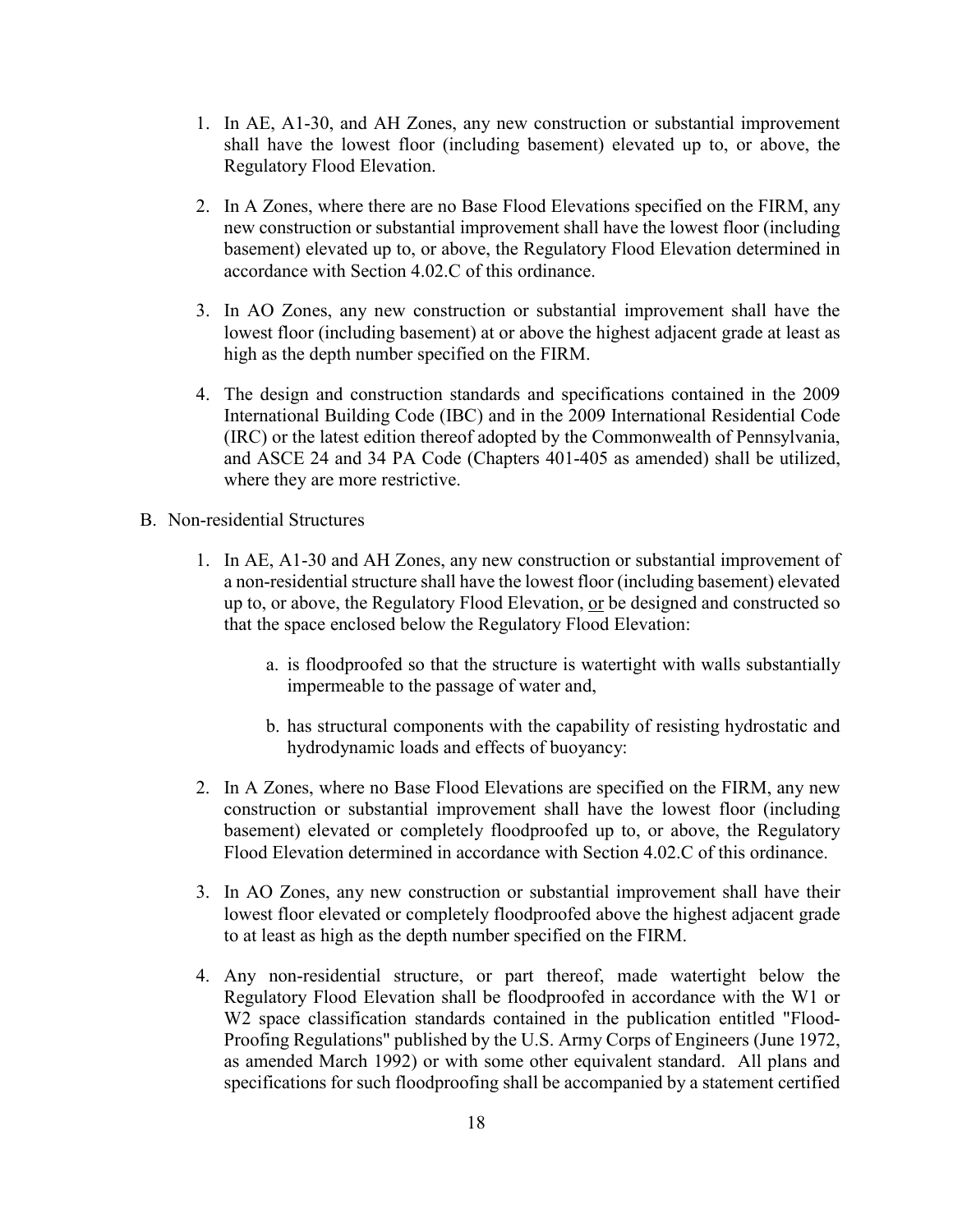1. In AE, A1-30, and AH Zones, any new construction or substantial improvement shall have the lowest floor (including basement) elevated up to, or above, the Regulatory Flood Elevation.

2. In A Zones, where there are no Base Flood Elevations specified on the FIRM, any new construction or substantial improvement shall have the lowest floor (including basement) elevated up to, or above, the Regulatory Flood Elevation determined in accordance with Section 4.02.C of this ordinance.

3. In AO Zones, any new construction or substantial improvement shall have the lowest floor (including basement) at or above the highest adjacent grade at least as high as the depth number specified on the FIRM.

4. The design and construction standards and specifications contained in the 2009 International Building Code (IBC) and in the 2009 International Residential Code (IRC) or the latest edition thereof adopted by the Commonwealth of Pennsylvania, and ASCE 24 and 34 PA Code (Chapters 401-405 as amended) shall be utilized, where they are more restrictive.

B. Non-residential Structures

1. In AE, A1-30 and AH Zones, any new construction or substantial improvement of a non-residential structure shall have the lowest floor (including basement) elevated up to, or above, the Regulatory Flood Elevation, <u>or</u> be designed and constructed so that the space enclosed below the Regulatory Flood Elevation:

   a. is floodproofed so that the structure is watertight with walls substantially impermeable to the passage of water and,

   b. has structural components with the capability of resisting hydrostatic and hydrodynamic loads and effects of buoyancy:

2. In A Zones, where no Base Flood Elevations are specified on the FIRM, any new construction or substantial improvement shall have the lowest floor (including basement) elevated or completely floodproofed up to, or above, the Regulatory Flood Elevation determined in accordance with Section 4.02.C of this ordinance.

3. In AO Zones, any new construction or substantial improvement shall have their lowest floor elevated or completely floodproofed above the highest adjacent grade to at least as high as the depth number specified on the FIRM.

4. Any non-residential structure, or part thereof, made watertight below the Regulatory Flood Elevation shall be floodproofed in accordance with the W1 or W2 space classification standards contained in the publication entitled "Flood-Proofing Regulations" published by the U.S. Army Corps of Engineers (June 1972, as amended March 1992) or with some other equivalent standard. All plans and specifications for such floodproofing shall be accompanied by a statement certified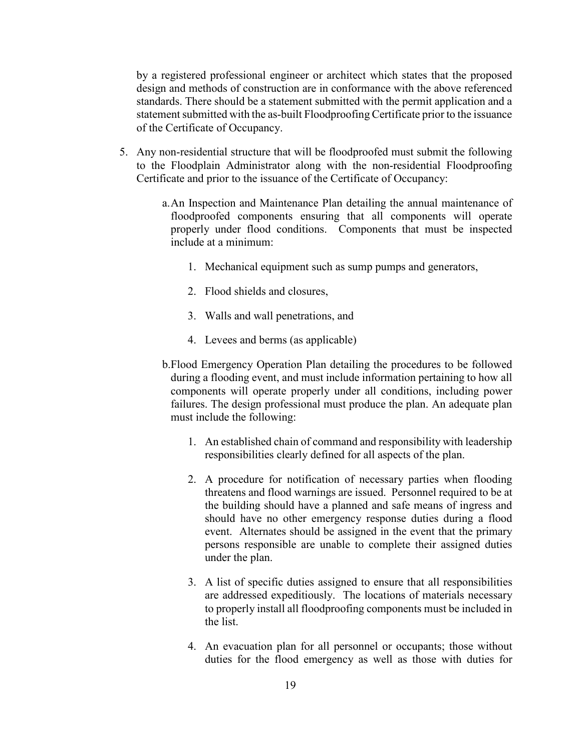by a registered professional engineer or architect which states that the proposed design and methods of construction are in conformance with the above referenced standards. There should be a statement submitted with the permit application and a statement submitted with the as-built Floodproofing Certificate prior to the issuance of the Certificate of Occupancy.

5. Any non-residential structure that will be floodproofed must submit the following to the Floodplain Administrator along with the non-residential Floodproofing Certificate and prior to the issuance of the Certificate of Occupancy:

   a. An Inspection and Maintenance Plan detailing the annual maintenance of floodproofed components ensuring that all components will operate properly under flood conditions. Components that must be inspected include at a minimum:

      1. Mechanical equipment such as sump pumps and generators,

      2. Flood shields and closures,

      3. Walls and wall penetrations, and

      4. Levees and berms (as applicable)

   b. Flood Emergency Operation Plan detailing the procedures to be followed during a flooding event, and must include information pertaining to how all components will operate properly under all conditions, including power failures. The design professional must produce the plan. An adequate plan must include the following:

      1. An established chain of command and responsibility with leadership responsibilities clearly defined for all aspects of the plan.

      2. A procedure for notification of necessary parties when flooding threatens and flood warnings are issued. Personnel required to be at the building should have a planned and safe means of ingress and should have no other emergency response duties during a flood event. Alternates should be assigned in the event that the primary persons responsible are unable to complete their assigned duties under the plan.

      3. A list of specific duties assigned to ensure that all responsibilities are addressed expeditiously. The locations of materials necessary to properly install all floodproofing components must be included in the list.

      4. An evacuation plan for all personnel or occupants; those without duties for the flood emergency as well as those with duties for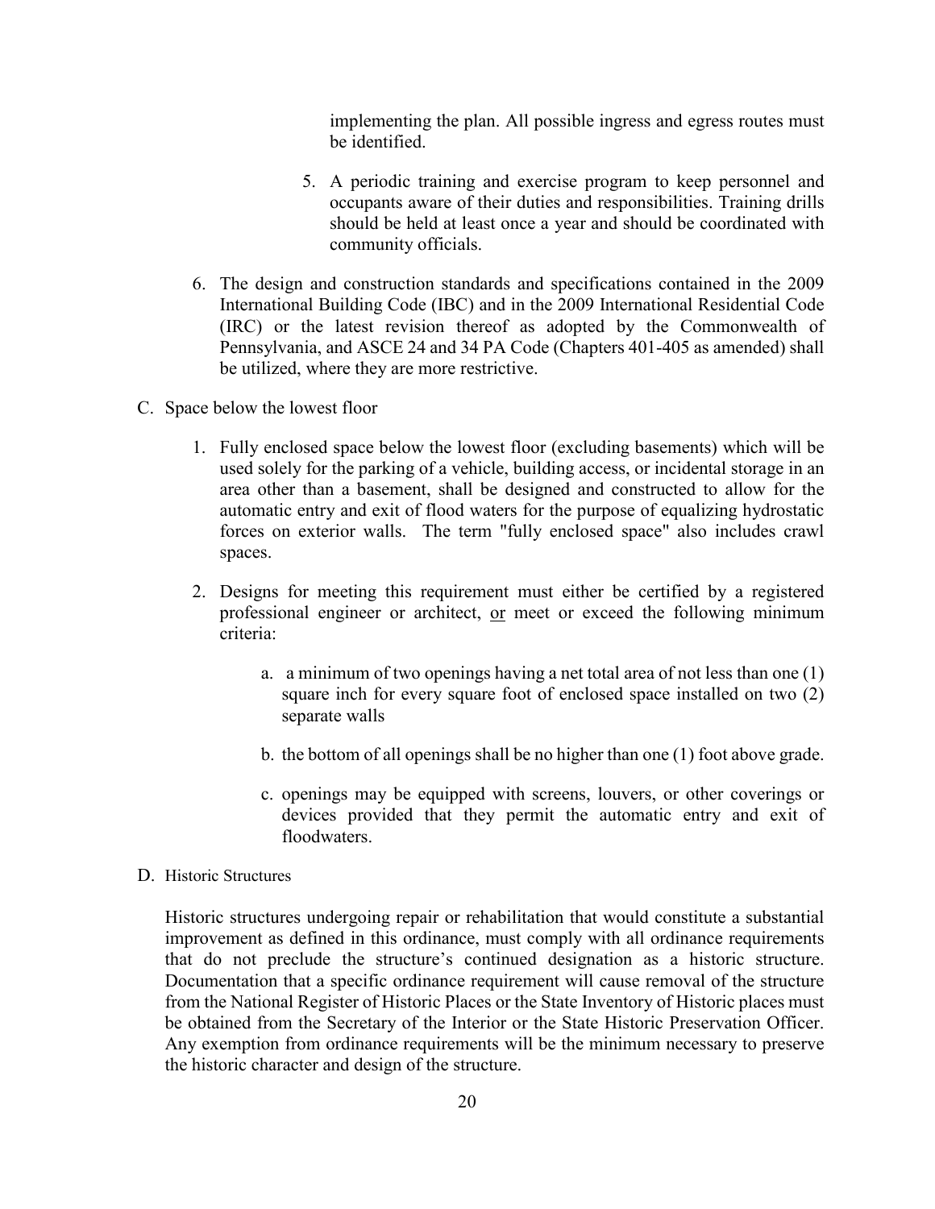implementing the plan. All possible ingress and egress routes must be identified.

5. A periodic training and exercise program to keep personnel and occupants aware of their duties and responsibilities. Training drills should be held at least once a year and should be coordinated with community officials.

6. The design and construction standards and specifications contained in the 2009 International Building Code (IBC) and in the 2009 International Residential Code (IRC) or the latest revision thereof as adopted by the Commonwealth of Pennsylvania, and ASCE 24 and 34 PA Code (Chapters 401-405 as amended) shall be utilized, where they are more restrictive.

C. Space below the lowest floor

1. Fully enclosed space below the lowest floor (excluding basements) which will be used solely for the parking of a vehicle, building access, or incidental storage in an area other than a basement, shall be designed and constructed to allow for the automatic entry and exit of flood waters for the purpose of equalizing hydrostatic forces on exterior walls. The term "fully enclosed space" also includes crawl spaces.

2. Designs for meeting this requirement must either be certified by a registered professional engineer or architect, <u>or</u> meet or exceed the following minimum criteria:

   a. a minimum of two openings having a net total area of not less than one (1) square inch for every square foot of enclosed space installed on two (2) separate walls

   b. the bottom of all openings shall be no higher than one (1) foot above grade.

   c. openings may be equipped with screens, louvers, or other coverings or devices provided that they permit the automatic entry and exit of floodwaters.

D. Historic Structures

Historic structures undergoing repair or rehabilitation that would constitute a substantial improvement as defined in this ordinance, must comply with all ordinance requirements that do not preclude the structure's continued designation as a historic structure. Documentation that a specific ordinance requirement will cause removal of the structure from the National Register of Historic Places or the State Inventory of Historic places must be obtained from the Secretary of the Interior or the State Historic Preservation Officer. Any exemption from ordinance requirements will be the minimum necessary to preserve the historic character and design of the structure.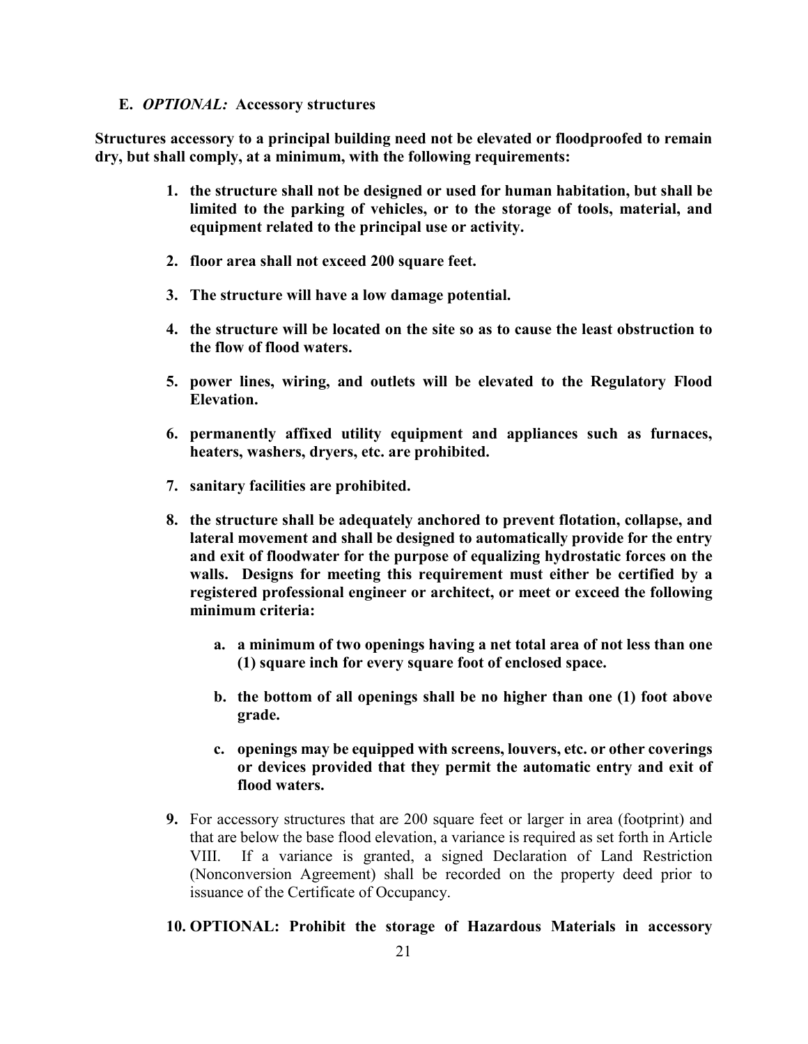**E. *OPTIONAL:* Accessory structures**

**Structures accessory to a principal building need not be elevated or floodproofed to remain dry, but shall comply, at a minimum, with the following requirements:**

1. **the structure shall not be designed or used for human habitation, but shall be limited to the parking of vehicles, or to the storage of tools, material, and equipment related to the principal use or activity.**

2. **floor area shall not exceed 200 square feet.**

3. **The structure will have a low damage potential.**

4. **the structure will be located on the site so as to cause the least obstruction to the flow of flood waters.**

5. **power lines, wiring, and outlets will be elevated to the Regulatory Flood Elevation.**

6. **permanently affixed utility equipment and appliances such as furnaces, heaters, washers, dryers, etc. are prohibited.**

7. **sanitary facilities are prohibited.**

8. **the structure shall be adequately anchored to prevent flotation, collapse, and lateral movement and shall be designed to automatically provide for the entry and exit of floodwater for the purpose of equalizing hydrostatic forces on the walls. Designs for meeting this requirement must either be certified by a registered professional engineer or architect, or meet or exceed the following minimum criteria:**

   a. **a minimum of two openings having a net total area of not less than one (1) square inch for every square foot of enclosed space.**

   b. **the bottom of all openings shall be no higher than one (1) foot above grade.**

   c. **openings may be equipped with screens, louvers, etc. or other coverings or devices provided that they permit the automatic entry and exit of flood waters.**

9. For accessory structures that are 200 square feet or larger in area (footprint) and that are below the base flood elevation, a variance is required as set forth in Article VIII. If a variance is granted, a signed Declaration of Land Restriction (Nonconversion Agreement) shall be recorded on the property deed prior to issuance of the Certificate of Occupancy.

10. **OPTIONAL: Prohibit the storage of Hazardous Materials in accessory**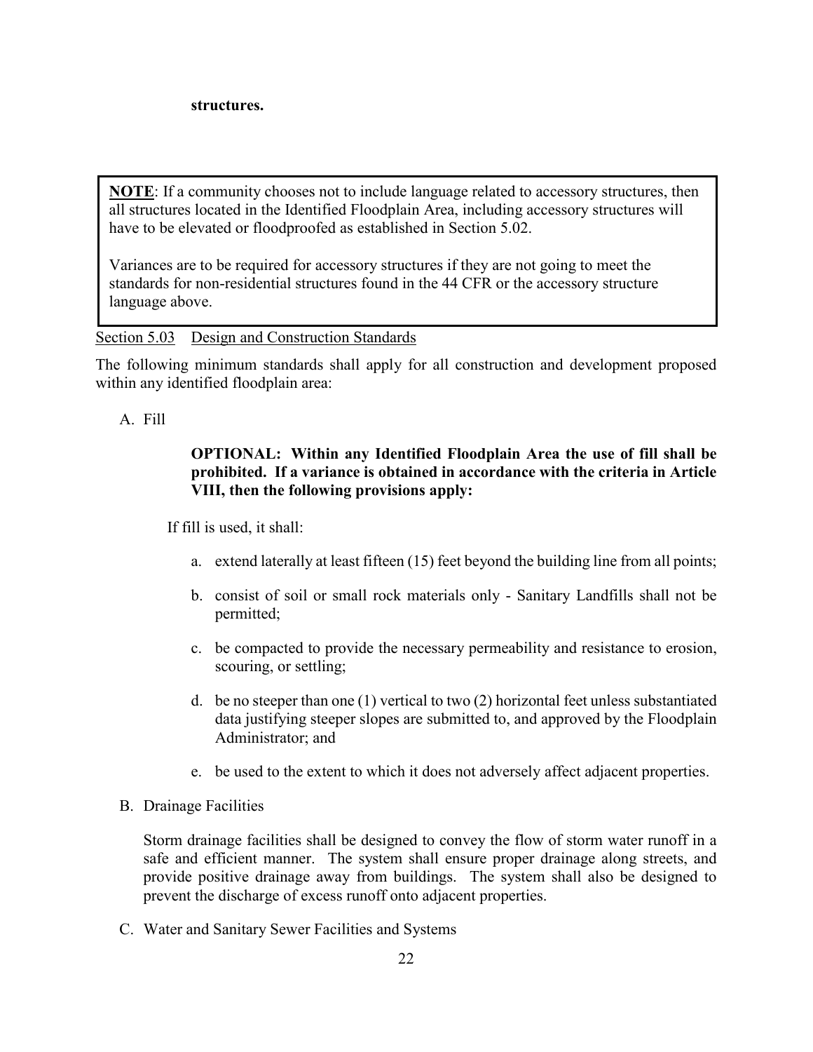**structures.**

> **NOTE**: If a community chooses not to include language related to accessory structures, then all structures located in the Identified Floodplain Area, including accessory structures will have to be elevated or floodproofed as established in Section 5.02.
>
> Variances are to be required for accessory structures if they are not going to meet the standards for non-residential structures found in the 44 CFR or the accessory structure language above.

Section 5.03 Design and Construction Standards

The following minimum standards shall apply for all construction and development proposed within any identified floodplain area:

A. Fill

**OPTIONAL: Within any Identified Floodplain Area the use of fill shall be prohibited. If a variance is obtained in accordance with the criteria in Article VIII, then the following provisions apply:**

If fill is used, it shall:

a. extend laterally at least fifteen (15) feet beyond the building line from all points;

b. consist of soil or small rock materials only - Sanitary Landfills shall not be permitted;

c. be compacted to provide the necessary permeability and resistance to erosion, scouring, or settling;

d. be no steeper than one (1) vertical to two (2) horizontal feet unless substantiated data justifying steeper slopes are submitted to, and approved by the Floodplain Administrator; and

e. be used to the extent to which it does not adversely affect adjacent properties.

B. Drainage Facilities

Storm drainage facilities shall be designed to convey the flow of storm water runoff in a safe and efficient manner. The system shall ensure proper drainage along streets, and provide positive drainage away from buildings. The system shall also be designed to prevent the discharge of excess runoff onto adjacent properties.

C. Water and Sanitary Sewer Facilities and Systems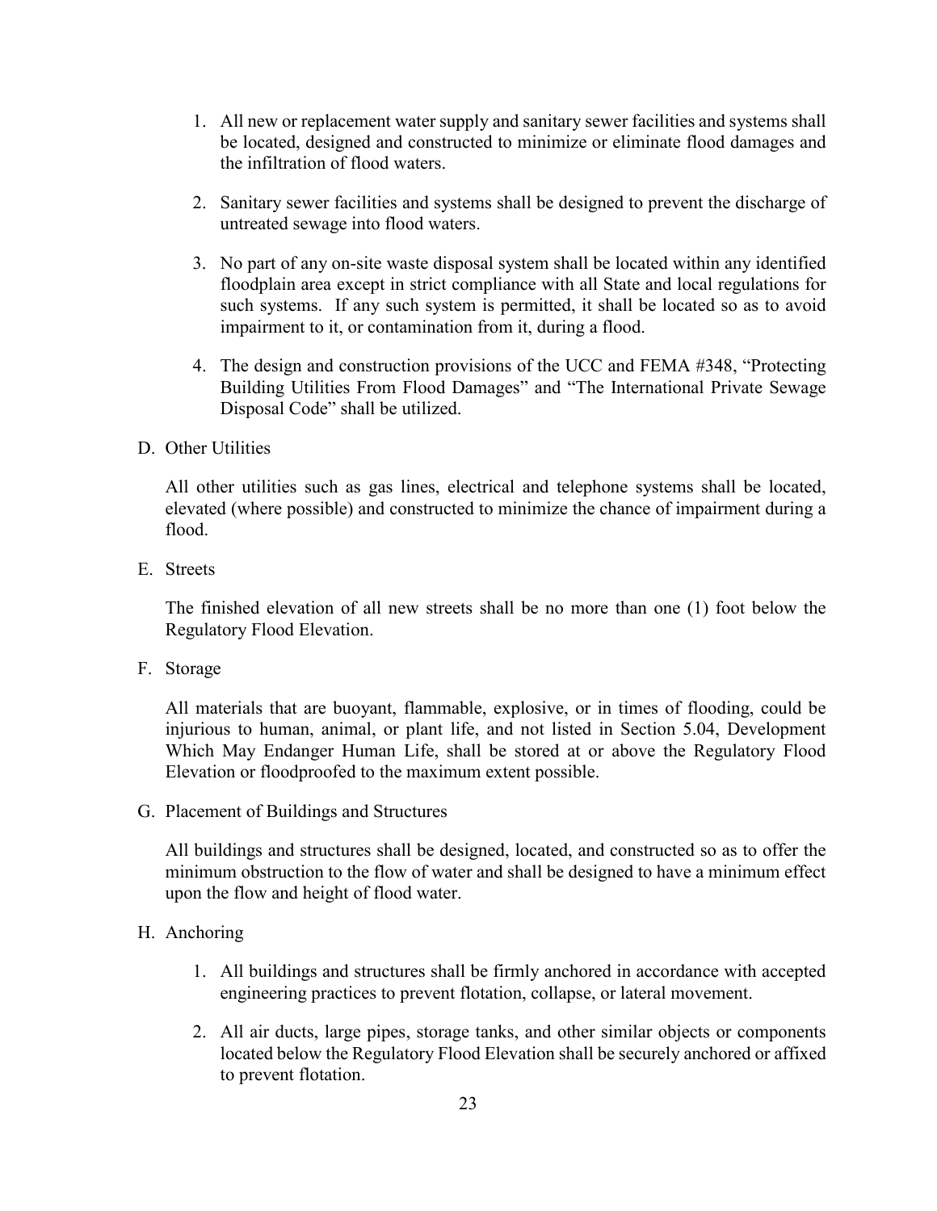1. All new or replacement water supply and sanitary sewer facilities and systems shall be located, designed and constructed to minimize or eliminate flood damages and the infiltration of flood waters.

2. Sanitary sewer facilities and systems shall be designed to prevent the discharge of untreated sewage into flood waters.

3. No part of any on-site waste disposal system shall be located within any identified floodplain area except in strict compliance with all State and local regulations for such systems. If any such system is permitted, it shall be located so as to avoid impairment to it, or contamination from it, during a flood.

4. The design and construction provisions of the UCC and FEMA #348, "Protecting Building Utilities From Flood Damages" and "The International Private Sewage Disposal Code" shall be utilized.

D. Other Utilities

All other utilities such as gas lines, electrical and telephone systems shall be located, elevated (where possible) and constructed to minimize the chance of impairment during a flood.

E. Streets

The finished elevation of all new streets shall be no more than one (1) foot below the Regulatory Flood Elevation.

F. Storage

All materials that are buoyant, flammable, explosive, or in times of flooding, could be injurious to human, animal, or plant life, and not listed in Section 5.04, Development Which May Endanger Human Life, shall be stored at or above the Regulatory Flood Elevation or floodproofed to the maximum extent possible.

G. Placement of Buildings and Structures

All buildings and structures shall be designed, located, and constructed so as to offer the minimum obstruction to the flow of water and shall be designed to have a minimum effect upon the flow and height of flood water.

H. Anchoring

1. All buildings and structures shall be firmly anchored in accordance with accepted engineering practices to prevent flotation, collapse, or lateral movement.

2. All air ducts, large pipes, storage tanks, and other similar objects or components located below the Regulatory Flood Elevation shall be securely anchored or affixed to prevent flotation.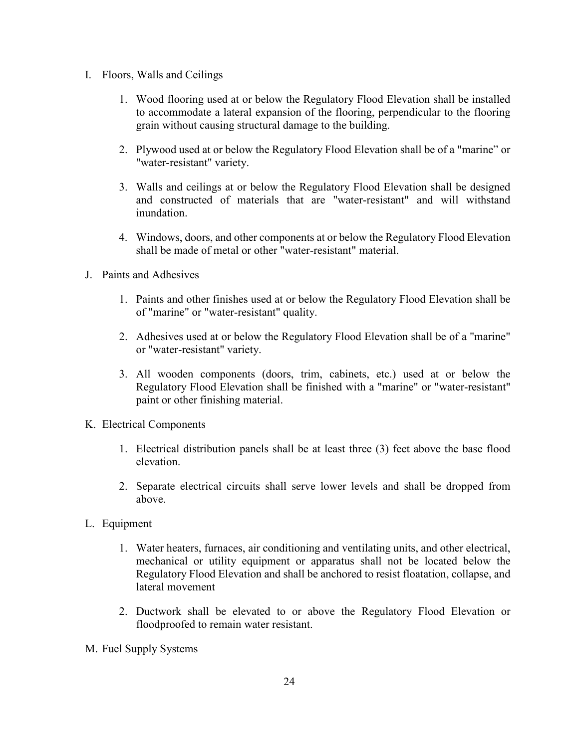I. Floors, Walls and Ceilings

   1. Wood flooring used at or below the Regulatory Flood Elevation shall be installed to accommodate a lateral expansion of the flooring, perpendicular to the flooring grain without causing structural damage to the building.

   2. Plywood used at or below the Regulatory Flood Elevation shall be of a "marine" or "water-resistant" variety.

   3. Walls and ceilings at or below the Regulatory Flood Elevation shall be designed and constructed of materials that are "water-resistant" and will withstand inundation.

   4. Windows, doors, and other components at or below the Regulatory Flood Elevation shall be made of metal or other "water-resistant" material.

J. Paints and Adhesives

   1. Paints and other finishes used at or below the Regulatory Flood Elevation shall be of "marine" or "water-resistant" quality.

   2. Adhesives used at or below the Regulatory Flood Elevation shall be of a "marine" or "water-resistant" variety.

   3. All wooden components (doors, trim, cabinets, etc.) used at or below the Regulatory Flood Elevation shall be finished with a "marine" or "water-resistant" paint or other finishing material.

K. Electrical Components

   1. Electrical distribution panels shall be at least three (3) feet above the base flood elevation.

   2. Separate electrical circuits shall serve lower levels and shall be dropped from above.

L. Equipment

   1. Water heaters, furnaces, air conditioning and ventilating units, and other electrical, mechanical or utility equipment or apparatus shall not be located below the Regulatory Flood Elevation and shall be anchored to resist floatation, collapse, and lateral movement

   2. Ductwork shall be elevated to or above the Regulatory Flood Elevation or floodproofed to remain water resistant.

M. Fuel Supply Systems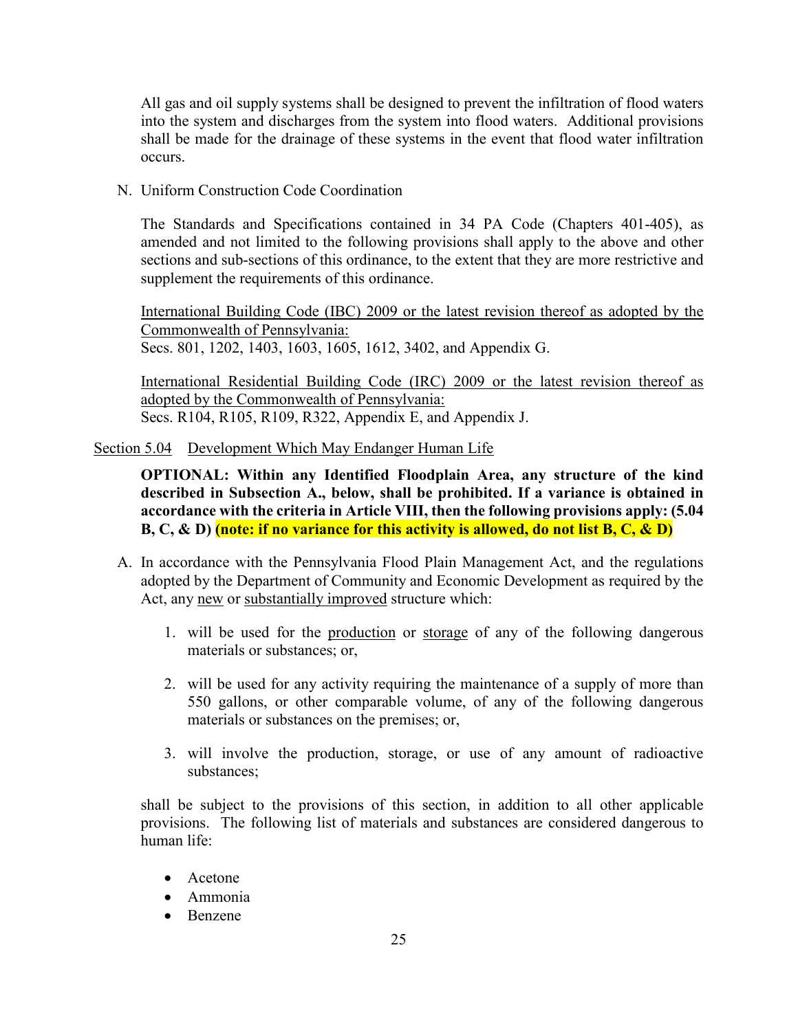All gas and oil supply systems shall be designed to prevent the infiltration of flood waters into the system and discharges from the system into flood waters. Additional provisions shall be made for the drainage of these systems in the event that flood water infiltration occurs.

N. Uniform Construction Code Coordination

The Standards and Specifications contained in 34 PA Code (Chapters 401-405), as amended and not limited to the following provisions shall apply to the above and other sections and sub-sections of this ordinance, to the extent that they are more restrictive and supplement the requirements of this ordinance.

International Building Code (IBC) 2009 or the latest revision thereof as adopted by the Commonwealth of Pennsylvania:
Secs. 801, 1202, 1403, 1603, 1605, 1612, 3402, and Appendix G.

International Residential Building Code (IRC) 2009 or the latest revision thereof as adopted by the Commonwealth of Pennsylvania:
Secs. R104, R105, R109, R322, Appendix E, and Appendix J.

## Section 5.04 Development Which May Endanger Human Life

**OPTIONAL: Within any Identified Floodplain Area, any structure of the kind described in Subsection A., below, shall be prohibited. If a variance is obtained in accordance with the criteria in Article VIII, then the following provisions apply: (5.04 B, C, & D) (note: if no variance for this activity is allowed, do not list B, C, & D)**

A. In accordance with the Pennsylvania Flood Plain Management Act, and the regulations adopted by the Department of Community and Economic Development as required by the Act, any new or substantially improved structure which:

1. will be used for the production or storage of any of the following dangerous materials or substances; or,

2. will be used for any activity requiring the maintenance of a supply of more than 550 gallons, or other comparable volume, of any of the following dangerous materials or substances on the premises; or,

3. will involve the production, storage, or use of any amount of radioactive substances;

shall be subject to the provisions of this section, in addition to all other applicable provisions. The following list of materials and substances are considered dangerous to human life:

- Acetone
- Ammonia
- Benzene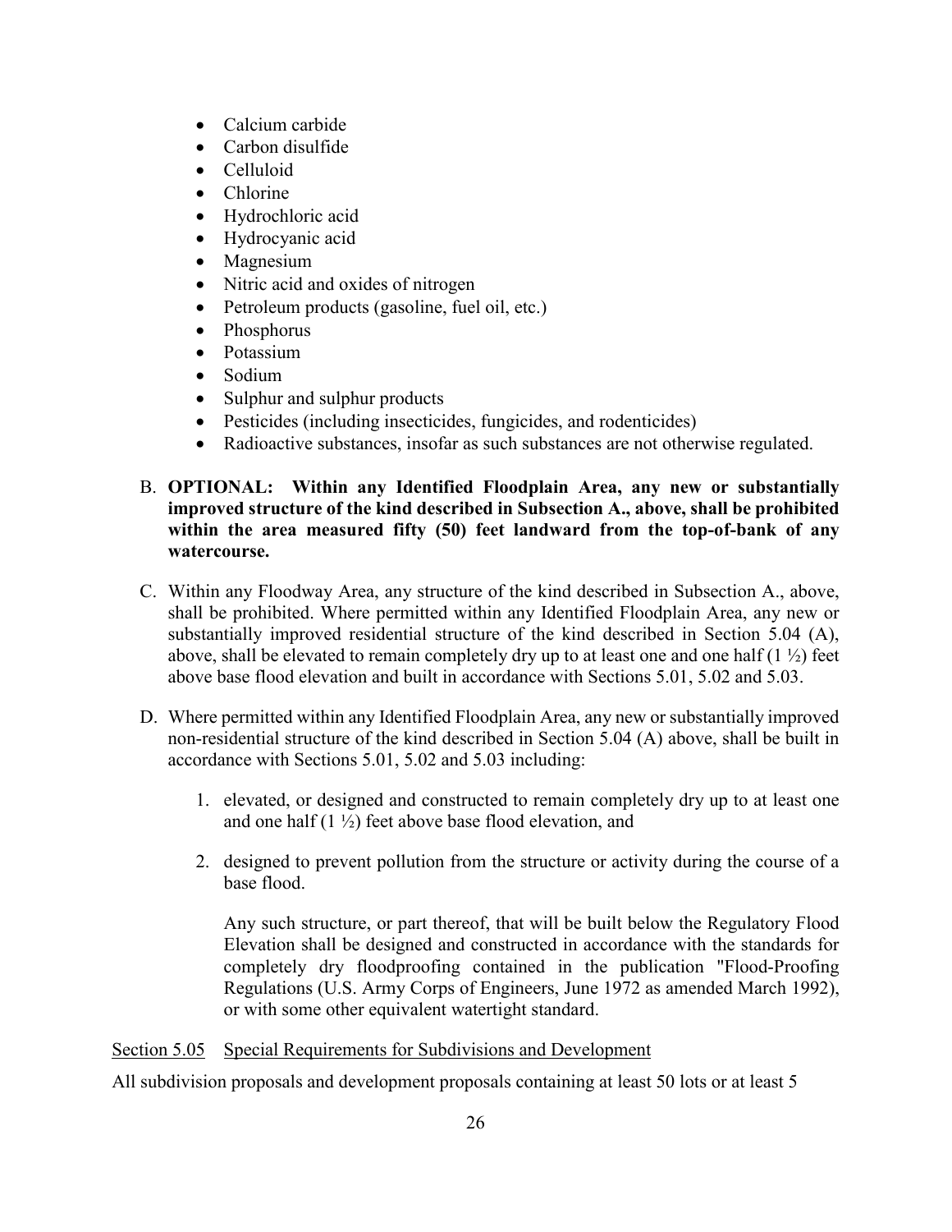- Calcium carbide
- Carbon disulfide
- Celluloid
- Chlorine
- Hydrochloric acid
- Hydrocyanic acid
- Magnesium
- Nitric acid and oxides of nitrogen
- Petroleum products (gasoline, fuel oil, etc.)
- Phosphorus
- Potassium
- Sodium
- Sulphur and sulphur products
- Pesticides (including insecticides, fungicides, and rodenticides)
- Radioactive substances, insofar as such substances are not otherwise regulated.

B. **OPTIONAL: Within any Identified Floodplain Area, any new or substantially improved structure of the kind described in Subsection A., above, shall be prohibited within the area measured fifty (50) feet landward from the top-of-bank of any watercourse.**

C. Within any Floodway Area, any structure of the kind described in Subsection A., above, shall be prohibited. Where permitted within any Identified Floodplain Area, any new or substantially improved residential structure of the kind described in Section 5.04 (A), above, shall be elevated to remain completely dry up to at least one and one half (1 ½) feet above base flood elevation and built in accordance with Sections 5.01, 5.02 and 5.03.

D. Where permitted within any Identified Floodplain Area, any new or substantially improved non-residential structure of the kind described in Section 5.04 (A) above, shall be built in accordance with Sections 5.01, 5.02 and 5.03 including:

   1. elevated, or designed and constructed to remain completely dry up to at least one and one half (1 ½) feet above base flood elevation, and

   2. designed to prevent pollution from the structure or activity during the course of a base flood.

   Any such structure, or part thereof, that will be built below the Regulatory Flood Elevation shall be designed and constructed in accordance with the standards for completely dry floodproofing contained in the publication "Flood-Proofing Regulations (U.S. Army Corps of Engineers, June 1972 as amended March 1992), or with some other equivalent watertight standard.

Section 5.05 Special Requirements for Subdivisions and Development

All subdivision proposals and development proposals containing at least 50 lots or at least 5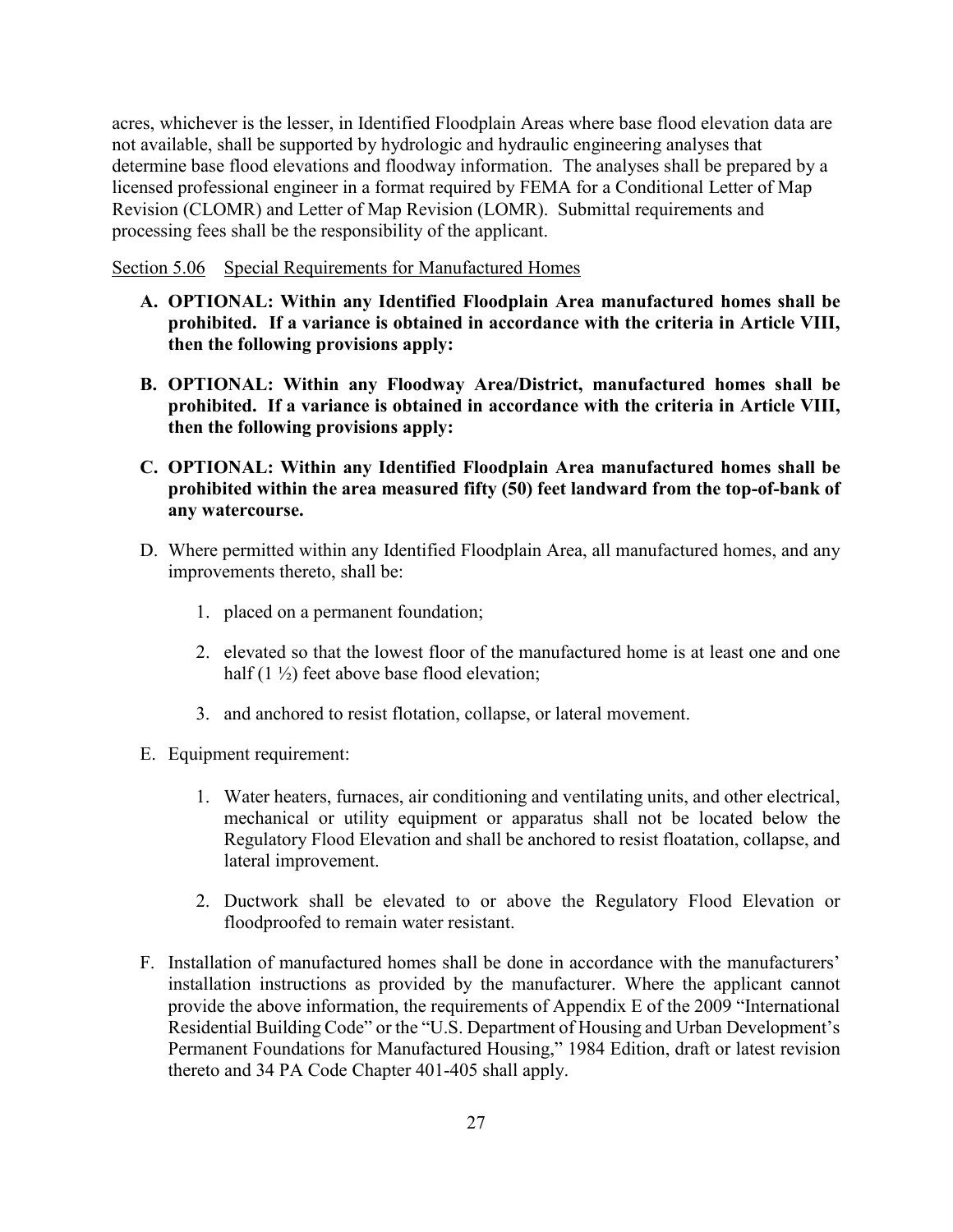acres, whichever is the lesser, in Identified Floodplain Areas where base flood elevation data are not available, shall be supported by hydrologic and hydraulic engineering analyses that determine base flood elevations and floodway information. The analyses shall be prepared by a licensed professional engineer in a format required by FEMA for a Conditional Letter of Map Revision (CLOMR) and Letter of Map Revision (LOMR). Submittal requirements and processing fees shall be the responsibility of the applicant.

<u>Section 5.06</u> <u>Special Requirements for Manufactured Homes</u>

**A. OPTIONAL: Within any Identified Floodplain Area manufactured homes shall be prohibited. If a variance is obtained in accordance with the criteria in Article VIII, then the following provisions apply:**

**B. OPTIONAL: Within any Floodway Area/District, manufactured homes shall be prohibited. If a variance is obtained in accordance with the criteria in Article VIII, then the following provisions apply:**

**C. OPTIONAL: Within any Identified Floodplain Area manufactured homes shall be prohibited within the area measured fifty (50) feet landward from the top-of-bank of any watercourse.**

D. Where permitted within any Identified Floodplain Area, all manufactured homes, and any improvements thereto, shall be:

1. placed on a permanent foundation;

2. elevated so that the lowest floor of the manufactured home is at least one and one half (1 ½) feet above base flood elevation;

3. and anchored to resist flotation, collapse, or lateral movement.

E. Equipment requirement:

1. Water heaters, furnaces, air conditioning and ventilating units, and other electrical, mechanical or utility equipment or apparatus shall not be located below the Regulatory Flood Elevation and shall be anchored to resist floatation, collapse, and lateral improvement.

2. Ductwork shall be elevated to or above the Regulatory Flood Elevation or floodproofed to remain water resistant.

F. Installation of manufactured homes shall be done in accordance with the manufacturers' installation instructions as provided by the manufacturer. Where the applicant cannot provide the above information, the requirements of Appendix E of the 2009 "International Residential Building Code" or the "U.S. Department of Housing and Urban Development's Permanent Foundations for Manufactured Housing," 1984 Edition, draft or latest revision thereto and 34 PA Code Chapter 401-405 shall apply.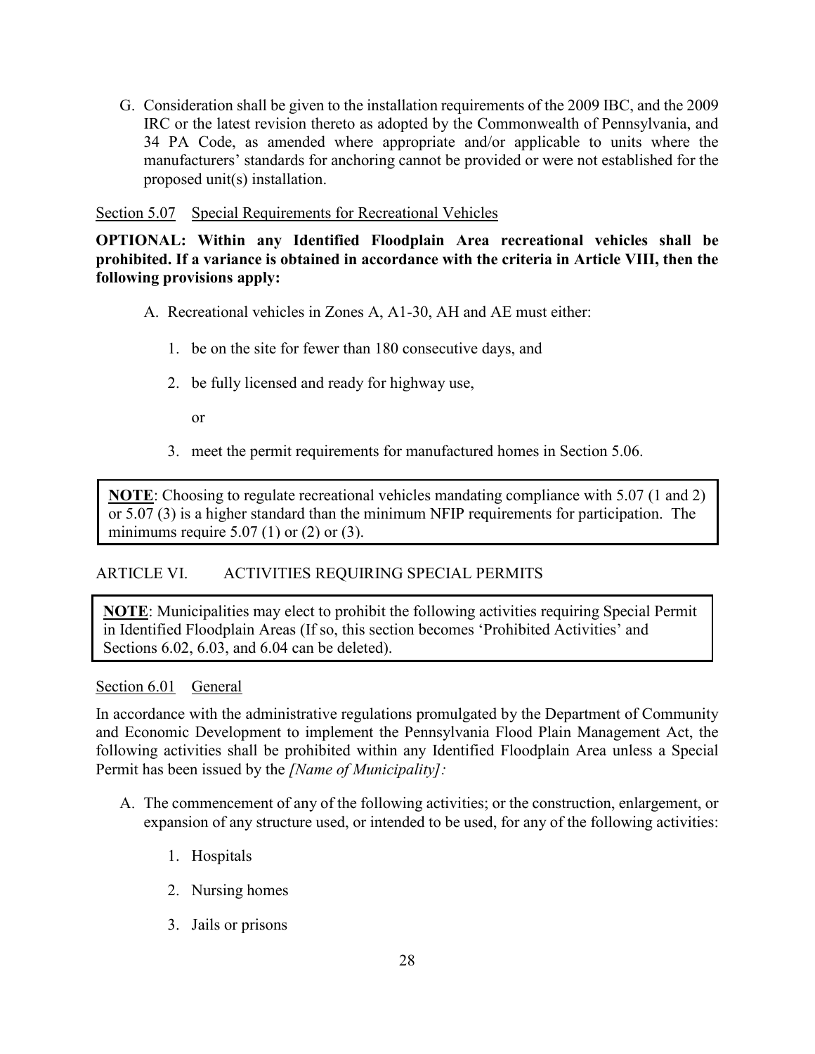G. Consideration shall be given to the installation requirements of the 2009 IBC, and the 2009 IRC or the latest revision thereto as adopted by the Commonwealth of Pennsylvania, and 34 PA Code, as amended where appropriate and/or applicable to units where the manufacturers' standards for anchoring cannot be provided or were not established for the proposed unit(s) installation.

<u>Section 5.07</u> <u>Special Requirements for Recreational Vehicles</u>

**OPTIONAL: Within any Identified Floodplain Area recreational vehicles shall be prohibited. If a variance is obtained in accordance with the criteria in Article VIII, then the following provisions apply:**

A. Recreational vehicles in Zones A, A1-30, AH and AE must either:

   1. be on the site for fewer than 180 consecutive days, and

   2. be fully licensed and ready for highway use,

      or

   3. meet the permit requirements for manufactured homes in Section 5.06.

> **<u>NOTE</u>**: Choosing to regulate recreational vehicles mandating compliance with 5.07 (1 and 2) or 5.07 (3) is a higher standard than the minimum NFIP requirements for participation. The minimums require 5.07 (1) or (2) or (3).

## ARTICLE VI. ACTIVITIES REQUIRING SPECIAL PERMITS

> **<u>NOTE</u>**: Municipalities may elect to prohibit the following activities requiring Special Permit in Identified Floodplain Areas (If so, this section becomes 'Prohibited Activities' and Sections 6.02, 6.03, and 6.04 can be deleted).

<u>Section 6.01</u> <u>General</u>

In accordance with the administrative regulations promulgated by the Department of Community and Economic Development to implement the Pennsylvania Flood Plain Management Act, the following activities shall be prohibited within any Identified Floodplain Area unless a Special Permit has been issued by the *[Name of Municipality]:*

A. The commencement of any of the following activities; or the construction, enlargement, or expansion of any structure used, or intended to be used, for any of the following activities:

   1. Hospitals

   2. Nursing homes

   3. Jails or prisons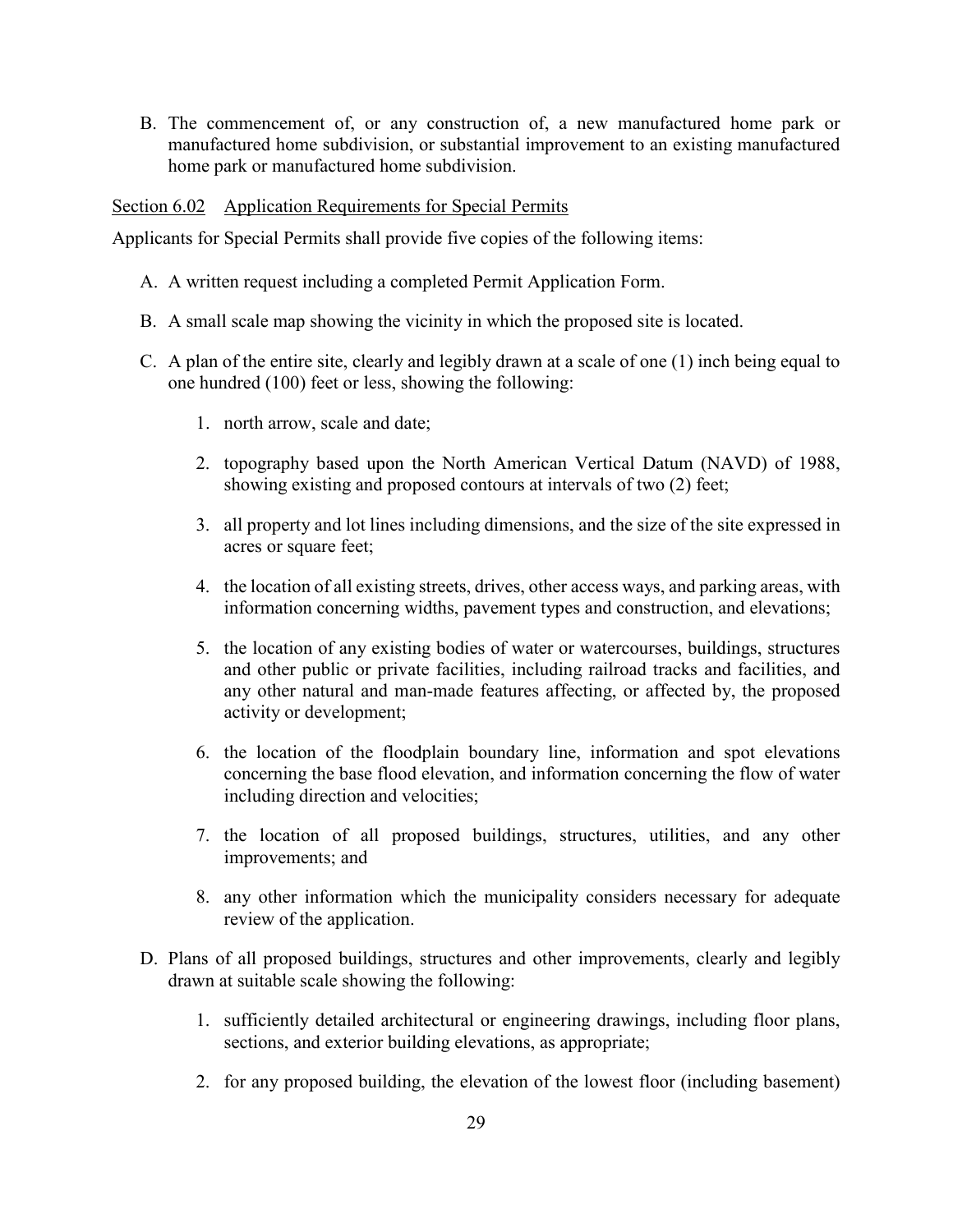B. The commencement of, or any construction of, a new manufactured home park or manufactured home subdivision, or substantial improvement to an existing manufactured home park or manufactured home subdivision.

<u>Section 6.02 Application Requirements for Special Permits</u>

Applicants for Special Permits shall provide five copies of the following items:

A. A written request including a completed Permit Application Form.

B. A small scale map showing the vicinity in which the proposed site is located.

C. A plan of the entire site, clearly and legibly drawn at a scale of one (1) inch being equal to one hundred (100) feet or less, showing the following:

   1. north arrow, scale and date;

   2. topography based upon the North American Vertical Datum (NAVD) of 1988, showing existing and proposed contours at intervals of two (2) feet;

   3. all property and lot lines including dimensions, and the size of the site expressed in acres or square feet;

   4. the location of all existing streets, drives, other access ways, and parking areas, with information concerning widths, pavement types and construction, and elevations;

   5. the location of any existing bodies of water or watercourses, buildings, structures and other public or private facilities, including railroad tracks and facilities, and any other natural and man-made features affecting, or affected by, the proposed activity or development;

   6. the location of the floodplain boundary line, information and spot elevations concerning the base flood elevation, and information concerning the flow of water including direction and velocities;

   7. the location of all proposed buildings, structures, utilities, and any other improvements; and

   8. any other information which the municipality considers necessary for adequate review of the application.

D. Plans of all proposed buildings, structures and other improvements, clearly and legibly drawn at suitable scale showing the following:

   1. sufficiently detailed architectural or engineering drawings, including floor plans, sections, and exterior building elevations, as appropriate;

   2. for any proposed building, the elevation of the lowest floor (including basement)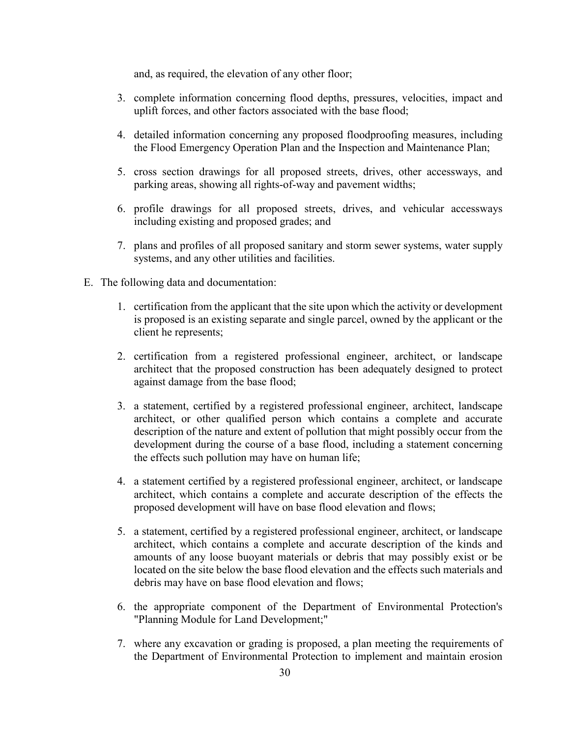and, as required, the elevation of any other floor;

3. complete information concerning flood depths, pressures, velocities, impact and uplift forces, and other factors associated with the base flood;

4. detailed information concerning any proposed floodproofing measures, including the Flood Emergency Operation Plan and the Inspection and Maintenance Plan;

5. cross section drawings for all proposed streets, drives, other accessways, and parking areas, showing all rights-of-way and pavement widths;

6. profile drawings for all proposed streets, drives, and vehicular accessways including existing and proposed grades; and

7. plans and profiles of all proposed sanitary and storm sewer systems, water supply systems, and any other utilities and facilities.

E. The following data and documentation:

1. certification from the applicant that the site upon which the activity or development is proposed is an existing separate and single parcel, owned by the applicant or the client he represents;

2. certification from a registered professional engineer, architect, or landscape architect that the proposed construction has been adequately designed to protect against damage from the base flood;

3. a statement, certified by a registered professional engineer, architect, landscape architect, or other qualified person which contains a complete and accurate description of the nature and extent of pollution that might possibly occur from the development during the course of a base flood, including a statement concerning the effects such pollution may have on human life;

4. a statement certified by a registered professional engineer, architect, or landscape architect, which contains a complete and accurate description of the effects the proposed development will have on base flood elevation and flows;

5. a statement, certified by a registered professional engineer, architect, or landscape architect, which contains a complete and accurate description of the kinds and amounts of any loose buoyant materials or debris that may possibly exist or be located on the site below the base flood elevation and the effects such materials and debris may have on base flood elevation and flows;

6. the appropriate component of the Department of Environmental Protection's "Planning Module for Land Development;"

7. where any excavation or grading is proposed, a plan meeting the requirements of the Department of Environmental Protection to implement and maintain erosion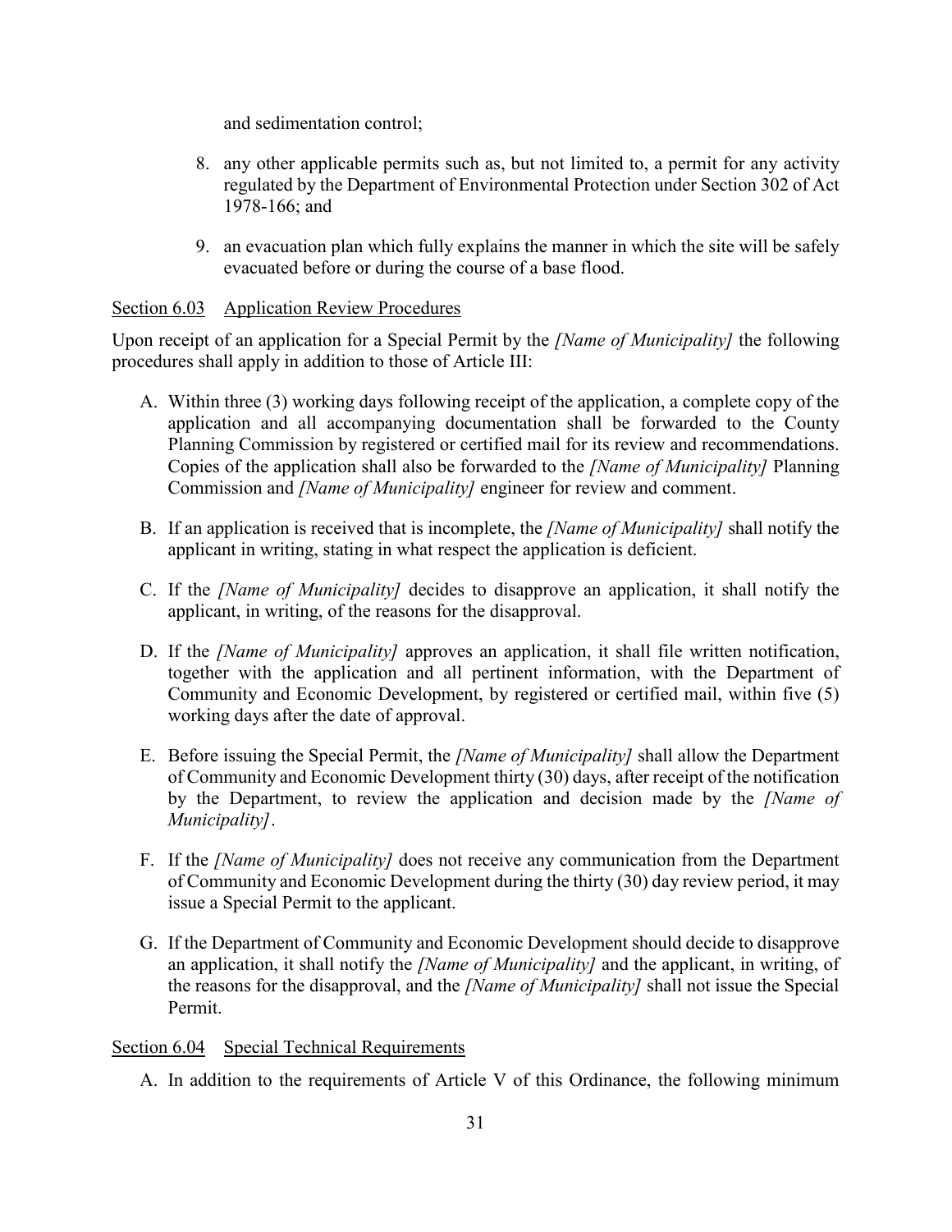and sedimentation control;

8. any other applicable permits such as, but not limited to, a permit for any activity regulated by the Department of Environmental Protection under Section 302 of Act 1978-166; and

9. an evacuation plan which fully explains the manner in which the site will be safely evacuated before or during the course of a base flood.

<u>Section 6.03 Application Review Procedures</u>

Upon receipt of an application for a Special Permit by the *[Name of Municipality]* the following procedures shall apply in addition to those of Article III:

A. Within three (3) working days following receipt of the application, a complete copy of the application and all accompanying documentation shall be forwarded to the County Planning Commission by registered or certified mail for its review and recommendations. Copies of the application shall also be forwarded to the *[Name of Municipality]* Planning Commission and *[Name of Municipality]* engineer for review and comment.

B. If an application is received that is incomplete, the *[Name of Municipality]* shall notify the applicant in writing, stating in what respect the application is deficient.

C. If the *[Name of Municipality]* decides to disapprove an application, it shall notify the applicant, in writing, of the reasons for the disapproval.

D. If the *[Name of Municipality]* approves an application, it shall file written notification, together with the application and all pertinent information, with the Department of Community and Economic Development, by registered or certified mail, within five (5) working days after the date of approval.

E. Before issuing the Special Permit, the *[Name of Municipality]* shall allow the Department of Community and Economic Development thirty (30) days, after receipt of the notification by the Department, to review the application and decision made by the *[Name of Municipality]*.

F. If the *[Name of Municipality]* does not receive any communication from the Department of Community and Economic Development during the thirty (30) day review period, it may issue a Special Permit to the applicant.

G. If the Department of Community and Economic Development should decide to disapprove an application, it shall notify the *[Name of Municipality]* and the applicant, in writing, of the reasons for the disapproval, and the *[Name of Municipality]* shall not issue the Special Permit.

<u>Section 6.04 Special Technical Requirements</u>

A. In addition to the requirements of Article V of this Ordinance, the following minimum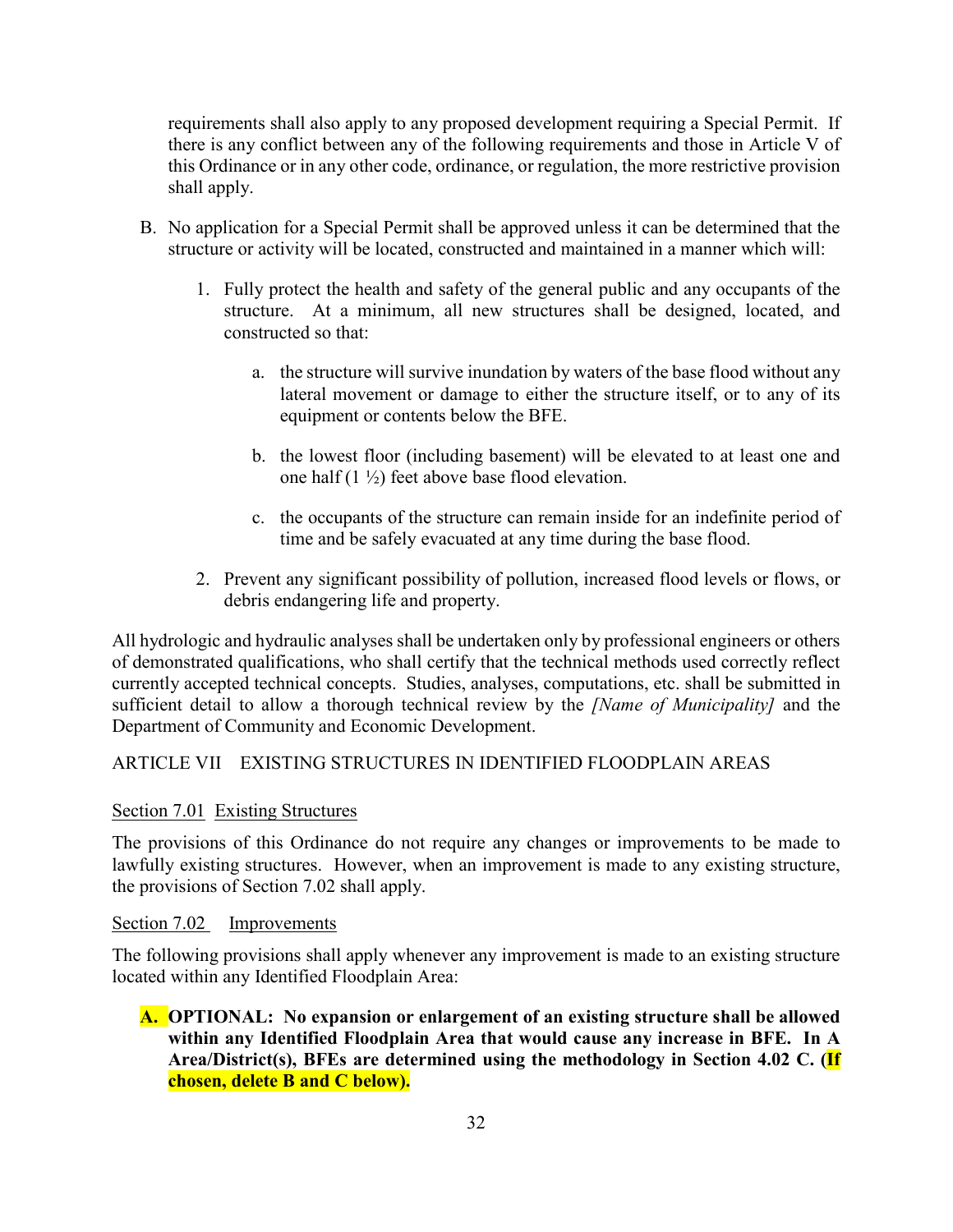requirements shall also apply to any proposed development requiring a Special Permit. If there is any conflict between any of the following requirements and those in Article V of this Ordinance or in any other code, ordinance, or regulation, the more restrictive provision shall apply.

B. No application for a Special Permit shall be approved unless it can be determined that the structure or activity will be located, constructed and maintained in a manner which will:

   1. Fully protect the health and safety of the general public and any occupants of the structure. At a minimum, all new structures shall be designed, located, and constructed so that:

      a. the structure will survive inundation by waters of the base flood without any lateral movement or damage to either the structure itself, or to any of its equipment or contents below the BFE.

      b. the lowest floor (including basement) will be elevated to at least one and one half (1 ½) feet above base flood elevation.

      c. the occupants of the structure can remain inside for an indefinite period of time and be safely evacuated at any time during the base flood.

   2. Prevent any significant possibility of pollution, increased flood levels or flows, or debris endangering life and property.

All hydrologic and hydraulic analyses shall be undertaken only by professional engineers or others of demonstrated qualifications, who shall certify that the technical methods used correctly reflect currently accepted technical concepts. Studies, analyses, computations, etc. shall be submitted in sufficient detail to allow a thorough technical review by the *[Name of Municipality]* and the Department of Community and Economic Development.

## ARTICLE VII EXISTING STRUCTURES IN IDENTIFIED FLOODPLAIN AREAS

### Section 7.01 Existing Structures

The provisions of this Ordinance do not require any changes or improvements to be made to lawfully existing structures. However, when an improvement is made to any existing structure, the provisions of Section 7.02 shall apply.

### Section 7.02 Improvements

The following provisions shall apply whenever any improvement is made to an existing structure located within any Identified Floodplain Area:

**A. OPTIONAL: No expansion or enlargement of an existing structure shall be allowed within any Identified Floodplain Area that would cause any increase in BFE. In A Area/District(s), BFEs are determined using the methodology in Section 4.02 C. (If chosen, delete B and C below).**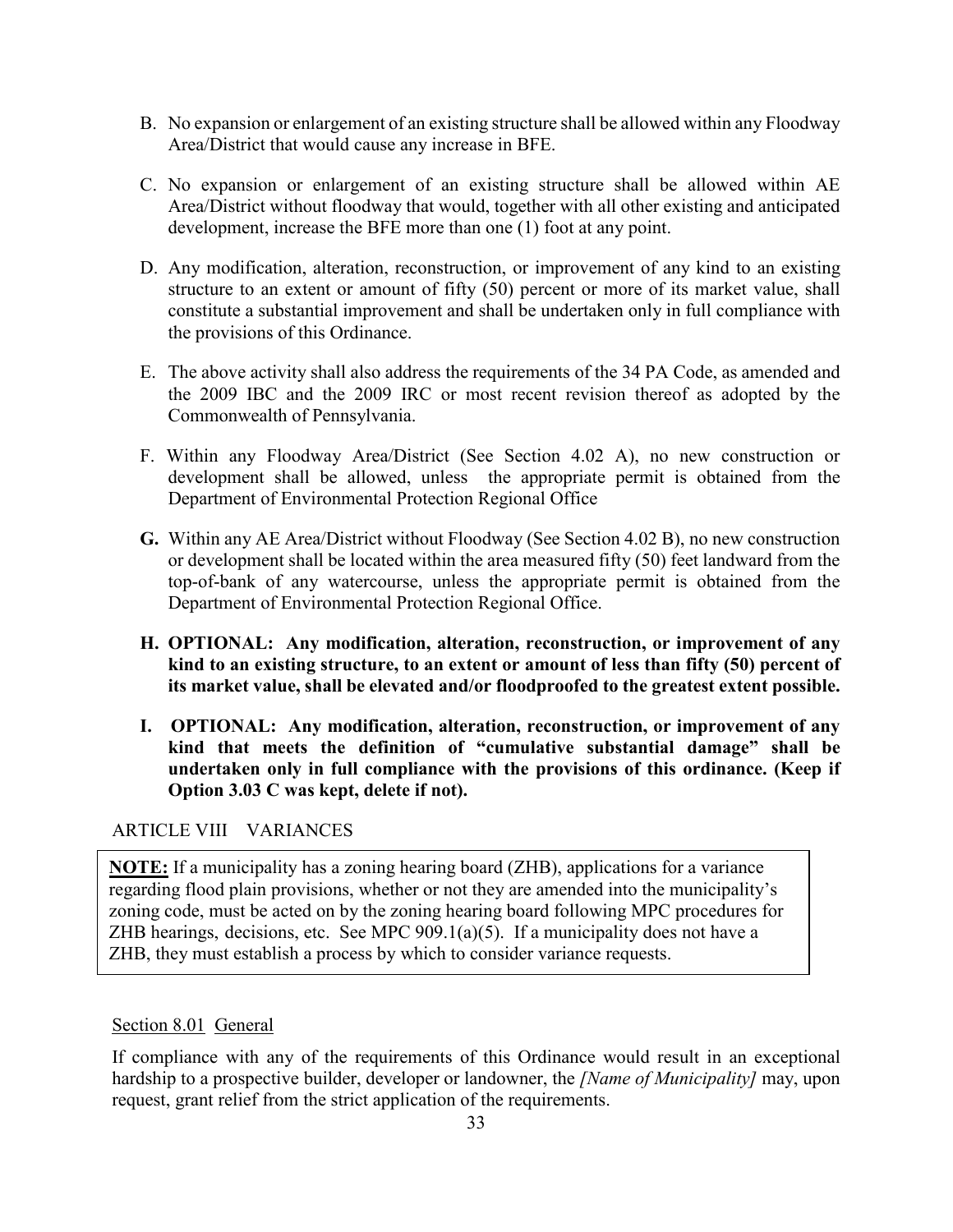B. No expansion or enlargement of an existing structure shall be allowed within any Floodway Area/District that would cause any increase in BFE.

C. No expansion or enlargement of an existing structure shall be allowed within AE Area/District without floodway that would, together with all other existing and anticipated development, increase the BFE more than one (1) foot at any point.

D. Any modification, alteration, reconstruction, or improvement of any kind to an existing structure to an extent or amount of fifty (50) percent or more of its market value, shall constitute a substantial improvement and shall be undertaken only in full compliance with the provisions of this Ordinance.

E. The above activity shall also address the requirements of the 34 PA Code, as amended and the 2009 IBC and the 2009 IRC or most recent revision thereof as adopted by the Commonwealth of Pennsylvania.

F. Within any Floodway Area/District (See Section 4.02 A), no new construction or development shall be allowed, unless the appropriate permit is obtained from the Department of Environmental Protection Regional Office

**G.** Within any AE Area/District without Floodway (See Section 4.02 B), no new construction or development shall be located within the area measured fifty (50) feet landward from the top-of-bank of any watercourse, unless the appropriate permit is obtained from the Department of Environmental Protection Regional Office.

**H. OPTIONAL: Any modification, alteration, reconstruction, or improvement of any kind to an existing structure, to an extent or amount of less than fifty (50) percent of its market value, shall be elevated and/or floodproofed to the greatest extent possible.**

**I. OPTIONAL: Any modification, alteration, reconstruction, or improvement of any kind that meets the definition of "cumulative substantial damage" shall be undertaken only in full compliance with the provisions of this ordinance. (Keep if Option 3.03 C was kept, delete if not).**

## ARTICLE VIII VARIANCES

**NOTE:** If a municipality has a zoning hearing board (ZHB), applications for a variance regarding flood plain provisions, whether or not they are amended into the municipality's zoning code, must be acted on by the zoning hearing board following MPC procedures for ZHB hearings, decisions, etc. See MPC 909.1(a)(5). If a municipality does not have a ZHB, they must establish a process by which to consider variance requests.

### Section 8.01 General

If compliance with any of the requirements of this Ordinance would result in an exceptional hardship to a prospective builder, developer or landowner, the *[Name of Municipality]* may, upon request, grant relief from the strict application of the requirements.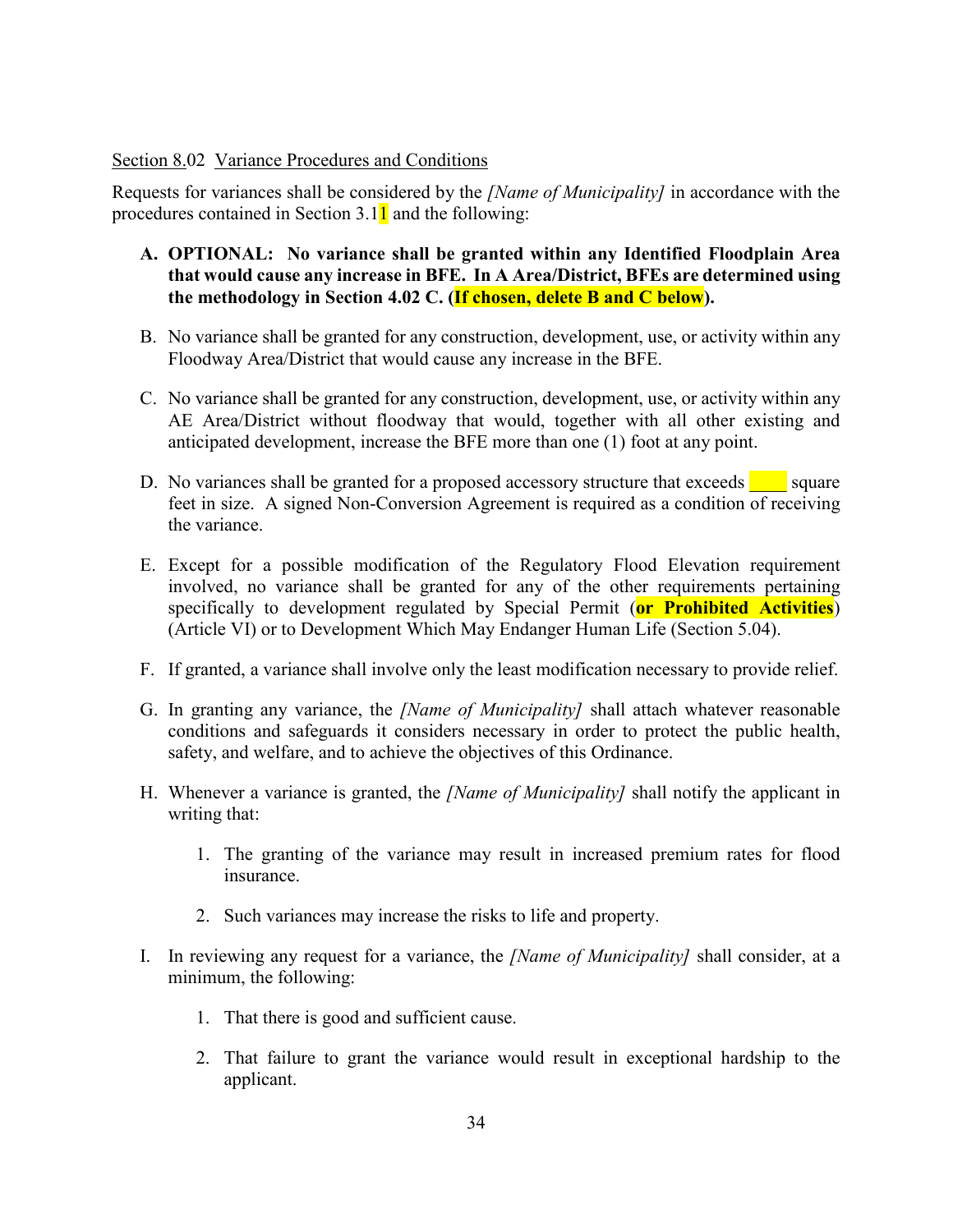Section 8.02 Variance Procedures and Conditions

Requests for variances shall be considered by the *[Name of Municipality]* in accordance with the procedures contained in Section 3.11 and the following:

**A. OPTIONAL: No variance shall be granted within any Identified Floodplain Area that would cause any increase in BFE. In A Area/District, BFEs are determined using the methodology in Section 4.02 C. (If chosen, delete B and C below).**

B. No variance shall be granted for any construction, development, use, or activity within any Floodway Area/District that would cause any increase in the BFE.

C. No variance shall be granted for any construction, development, use, or activity within any AE Area/District without floodway that would, together with all other existing and anticipated development, increase the BFE more than one (1) foot at any point.

D. No variances shall be granted for a proposed accessory structure that exceeds ____ square feet in size. A signed Non-Conversion Agreement is required as a condition of receiving the variance.

E. Except for a possible modification of the Regulatory Flood Elevation requirement involved, no variance shall be granted for any of the other requirements pertaining specifically to development regulated by Special Permit (**or Prohibited Activities**) (Article VI) or to Development Which May Endanger Human Life (Section 5.04).

F. If granted, a variance shall involve only the least modification necessary to provide relief.

G. In granting any variance, the *[Name of Municipality]* shall attach whatever reasonable conditions and safeguards it considers necessary in order to protect the public health, safety, and welfare, and to achieve the objectives of this Ordinance.

H. Whenever a variance is granted, the *[Name of Municipality]* shall notify the applicant in writing that:

   1. The granting of the variance may result in increased premium rates for flood insurance.

   2. Such variances may increase the risks to life and property.

I. In reviewing any request for a variance, the *[Name of Municipality]* shall consider, at a minimum, the following:

   1. That there is good and sufficient cause.

   2. That failure to grant the variance would result in exceptional hardship to the applicant.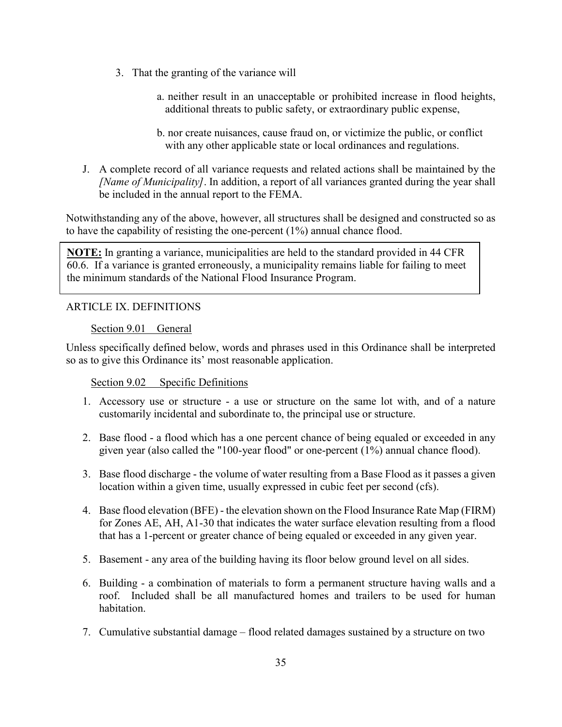3. That the granting of the variance will

    a. neither result in an unacceptable or prohibited increase in flood heights, additional threats to public safety, or extraordinary public expense,

    b. nor create nuisances, cause fraud on, or victimize the public, or conflict with any other applicable state or local ordinances and regulations.

J. A complete record of all variance requests and related actions shall be maintained by the *[Name of Municipality]*. In addition, a report of all variances granted during the year shall be included in the annual report to the FEMA.

Notwithstanding any of the above, however, all structures shall be designed and constructed so as to have the capability of resisting the one-percent (1%) annual chance flood.

> **NOTE:** In granting a variance, municipalities are held to the standard provided in 44 CFR 60.6. If a variance is granted erroneously, a municipality remains liable for failing to meet the minimum standards of the National Flood Insurance Program.

## ARTICLE IX. DEFINITIONS

### Section 9.01 General

Unless specifically defined below, words and phrases used in this Ordinance shall be interpreted so as to give this Ordinance its' most reasonable application.

### Section 9.02 Specific Definitions

1. Accessory use or structure - a use or structure on the same lot with, and of a nature customarily incidental and subordinate to, the principal use or structure.

2. Base flood - a flood which has a one percent chance of being equaled or exceeded in any given year (also called the "100-year flood" or one-percent (1%) annual chance flood).

3. Base flood discharge - the volume of water resulting from a Base Flood as it passes a given location within a given time, usually expressed in cubic feet per second (cfs).

4. Base flood elevation (BFE) - the elevation shown on the Flood Insurance Rate Map (FIRM) for Zones AE, AH, A1-30 that indicates the water surface elevation resulting from a flood that has a 1-percent or greater chance of being equaled or exceeded in any given year.

5. Basement - any area of the building having its floor below ground level on all sides.

6. Building - a combination of materials to form a permanent structure having walls and a roof. Included shall be all manufactured homes and trailers to be used for human habitation.

7. Cumulative substantial damage – flood related damages sustained by a structure on two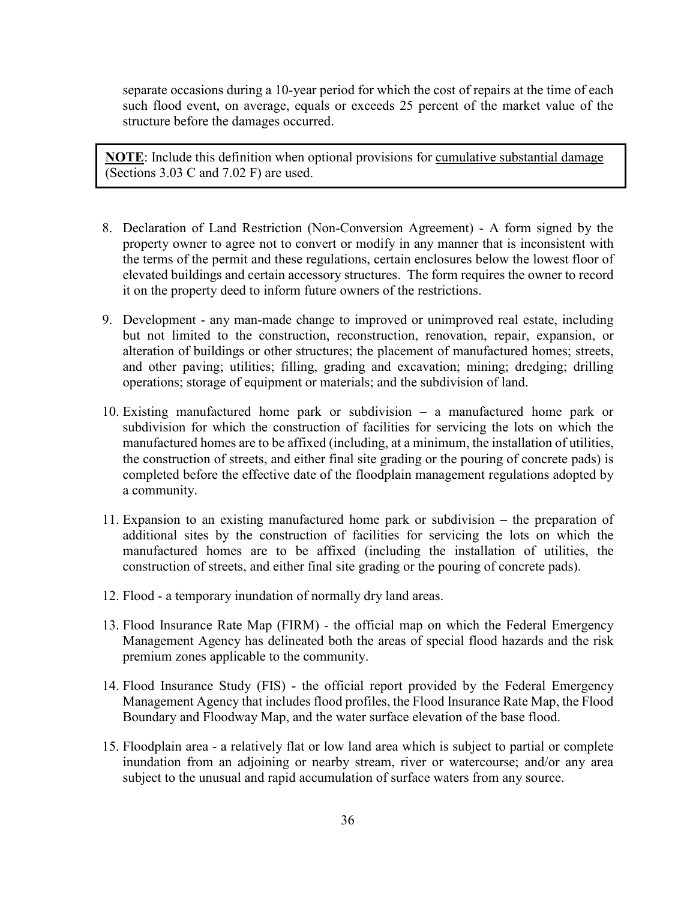separate occasions during a 10-year period for which the cost of repairs at the time of each such flood event, on average, equals or exceeds 25 percent of the market value of the structure before the damages occurred.

> **NOTE**: Include this definition when optional provisions for <u>cumulative substantial damage</u> (Sections 3.03 C and 7.02 F) are used.

8. Declaration of Land Restriction (Non-Conversion Agreement) - A form signed by the property owner to agree not to convert or modify in any manner that is inconsistent with the terms of the permit and these regulations, certain enclosures below the lowest floor of elevated buildings and certain accessory structures. The form requires the owner to record it on the property deed to inform future owners of the restrictions.

9. Development - any man-made change to improved or unimproved real estate, including but not limited to the construction, reconstruction, renovation, repair, expansion, or alteration of buildings or other structures; the placement of manufactured homes; streets, and other paving; utilities; filling, grading and excavation; mining; dredging; drilling operations; storage of equipment or materials; and the subdivision of land.

10. Existing manufactured home park or subdivision – a manufactured home park or subdivision for which the construction of facilities for servicing the lots on which the manufactured homes are to be affixed (including, at a minimum, the installation of utilities, the construction of streets, and either final site grading or the pouring of concrete pads) is completed before the effective date of the floodplain management regulations adopted by a community.

11. Expansion to an existing manufactured home park or subdivision – the preparation of additional sites by the construction of facilities for servicing the lots on which the manufactured homes are to be affixed (including the installation of utilities, the construction of streets, and either final site grading or the pouring of concrete pads).

12. Flood - a temporary inundation of normally dry land areas.

13. Flood Insurance Rate Map (FIRM) - the official map on which the Federal Emergency Management Agency has delineated both the areas of special flood hazards and the risk premium zones applicable to the community.

14. Flood Insurance Study (FIS) - the official report provided by the Federal Emergency Management Agency that includes flood profiles, the Flood Insurance Rate Map, the Flood Boundary and Floodway Map, and the water surface elevation of the base flood.

15. Floodplain area - a relatively flat or low land area which is subject to partial or complete inundation from an adjoining or nearby stream, river or watercourse; and/or any area subject to the unusual and rapid accumulation of surface waters from any source.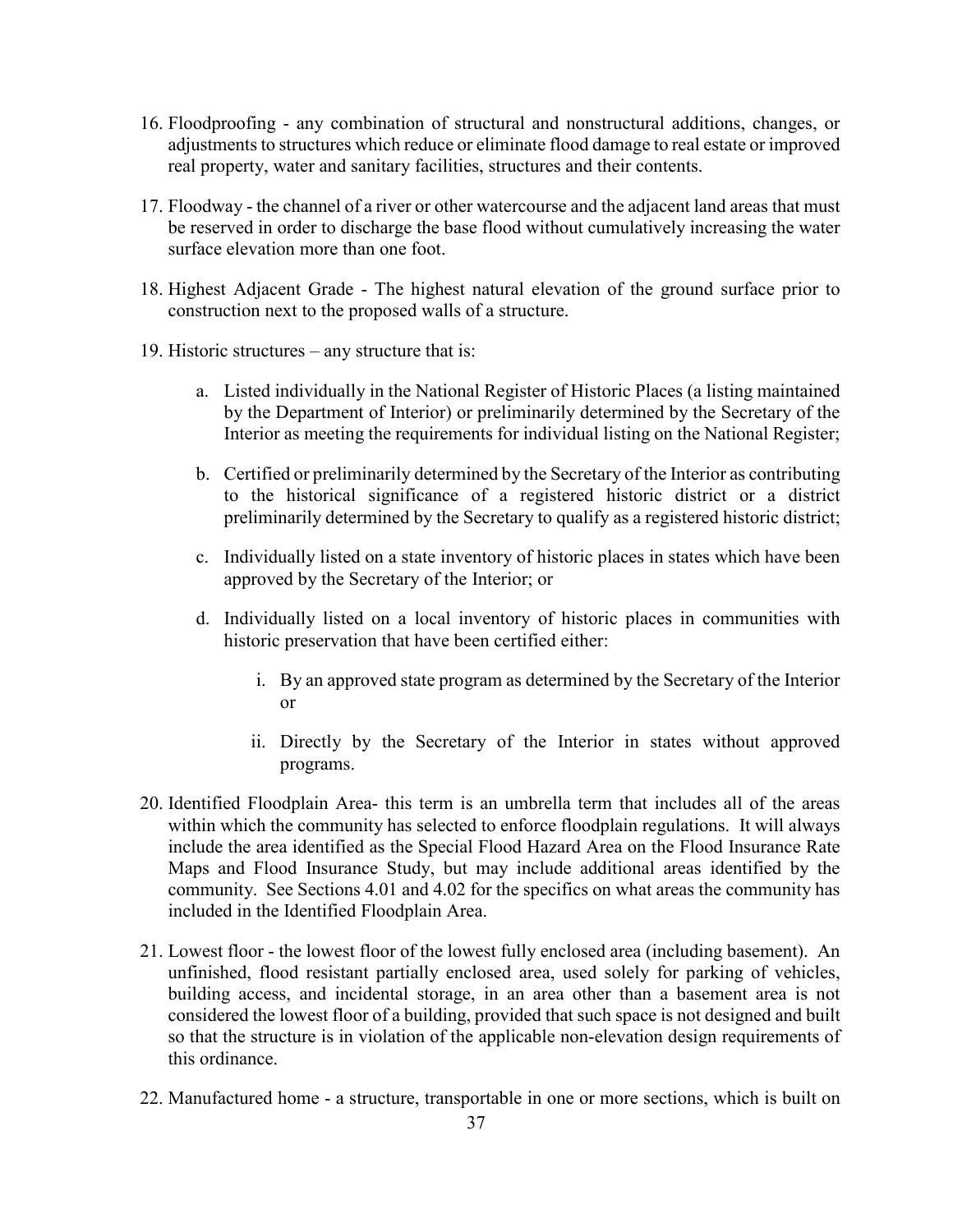16. Floodproofing - any combination of structural and nonstructural additions, changes, or adjustments to structures which reduce or eliminate flood damage to real estate or improved real property, water and sanitary facilities, structures and their contents.

17. Floodway - the channel of a river or other watercourse and the adjacent land areas that must be reserved in order to discharge the base flood without cumulatively increasing the water surface elevation more than one foot.

18. Highest Adjacent Grade - The highest natural elevation of the ground surface prior to construction next to the proposed walls of a structure.

19. Historic structures – any structure that is:

    a. Listed individually in the National Register of Historic Places (a listing maintained by the Department of Interior) or preliminarily determined by the Secretary of the Interior as meeting the requirements for individual listing on the National Register;

    b. Certified or preliminarily determined by the Secretary of the Interior as contributing to the historical significance of a registered historic district or a district preliminarily determined by the Secretary to qualify as a registered historic district;

    c. Individually listed on a state inventory of historic places in states which have been approved by the Secretary of the Interior; or

    d. Individually listed on a local inventory of historic places in communities with historic preservation that have been certified either:

        i. By an approved state program as determined by the Secretary of the Interior or

        ii. Directly by the Secretary of the Interior in states without approved programs.

20. Identified Floodplain Area- this term is an umbrella term that includes all of the areas within which the community has selected to enforce floodplain regulations. It will always include the area identified as the Special Flood Hazard Area on the Flood Insurance Rate Maps and Flood Insurance Study, but may include additional areas identified by the community. See Sections 4.01 and 4.02 for the specifics on what areas the community has included in the Identified Floodplain Area.

21. Lowest floor - the lowest floor of the lowest fully enclosed area (including basement). An unfinished, flood resistant partially enclosed area, used solely for parking of vehicles, building access, and incidental storage, in an area other than a basement area is not considered the lowest floor of a building, provided that such space is not designed and built so that the structure is in violation of the applicable non-elevation design requirements of this ordinance.

22. Manufactured home - a structure, transportable in one or more sections, which is built on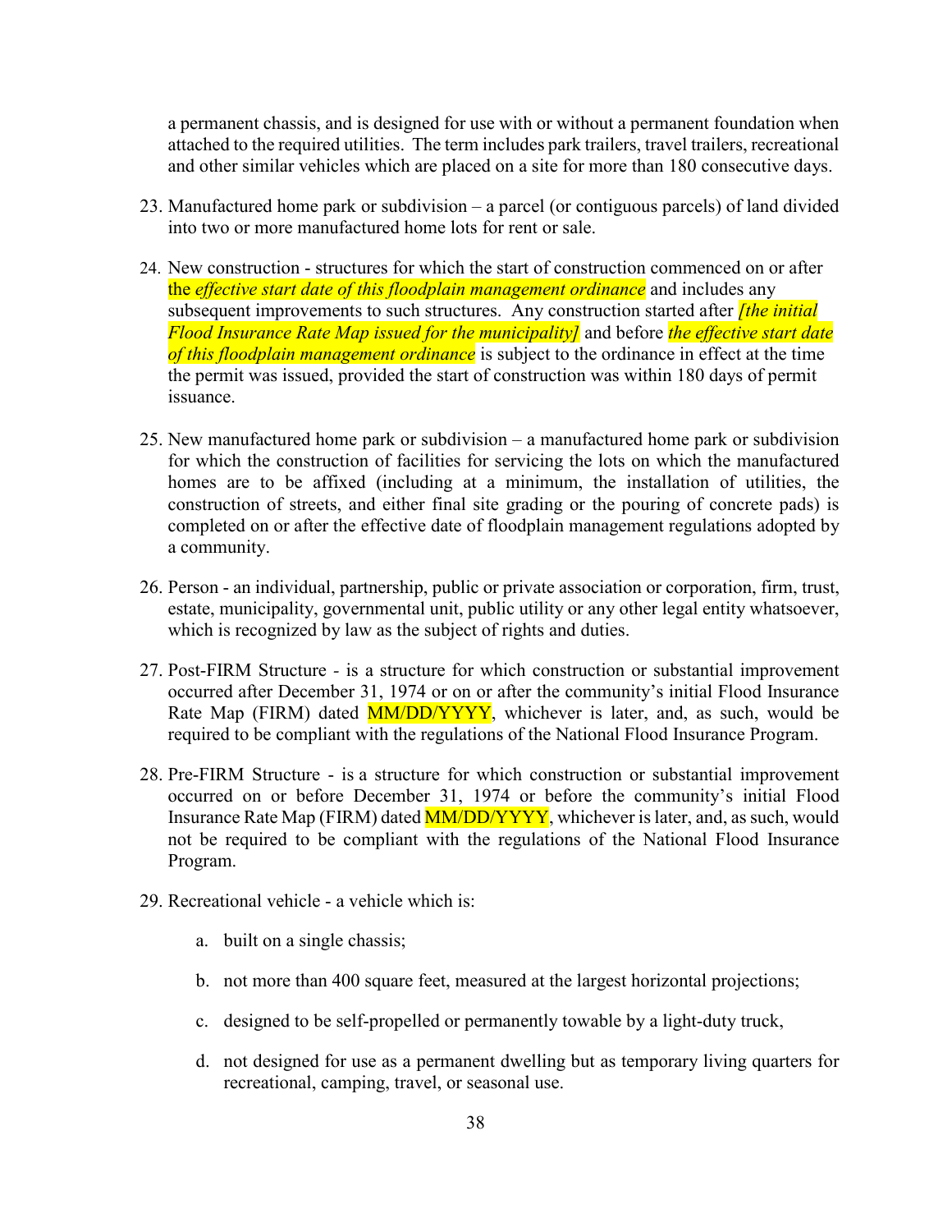a permanent chassis, and is designed for use with or without a permanent foundation when attached to the required utilities. The term includes park trailers, travel trailers, recreational and other similar vehicles which are placed on a site for more than 180 consecutive days.

23. Manufactured home park or subdivision – a parcel (or contiguous parcels) of land divided into two or more manufactured home lots for rent or sale.

24. New construction - structures for which the start of construction commenced on or after the *effective start date of this floodplain management ordinance* and includes any subsequent improvements to such structures. Any construction started after *[the initial Flood Insurance Rate Map issued for the municipality]* and before *the effective start date of this floodplain management ordinance* is subject to the ordinance in effect at the time the permit was issued, provided the start of construction was within 180 days of permit issuance.

25. New manufactured home park or subdivision – a manufactured home park or subdivision for which the construction of facilities for servicing the lots on which the manufactured homes are to be affixed (including at a minimum, the installation of utilities, the construction of streets, and either final site grading or the pouring of concrete pads) is completed on or after the effective date of floodplain management regulations adopted by a community.

26. Person - an individual, partnership, public or private association or corporation, firm, trust, estate, municipality, governmental unit, public utility or any other legal entity whatsoever, which is recognized by law as the subject of rights and duties.

27. Post-FIRM Structure - is a structure for which construction or substantial improvement occurred after December 31, 1974 or on or after the community's initial Flood Insurance Rate Map (FIRM) dated MM/DD/YYYY, whichever is later, and, as such, would be required to be compliant with the regulations of the National Flood Insurance Program.

28. Pre-FIRM Structure - is a structure for which construction or substantial improvement occurred on or before December 31, 1974 or before the community's initial Flood Insurance Rate Map (FIRM) dated MM/DD/YYYY, whichever is later, and, as such, would not be required to be compliant with the regulations of the National Flood Insurance Program.

29. Recreational vehicle - a vehicle which is:

    a. built on a single chassis;

    b. not more than 400 square feet, measured at the largest horizontal projections;

    c. designed to be self-propelled or permanently towable by a light-duty truck,

    d. not designed for use as a permanent dwelling but as temporary living quarters for recreational, camping, travel, or seasonal use.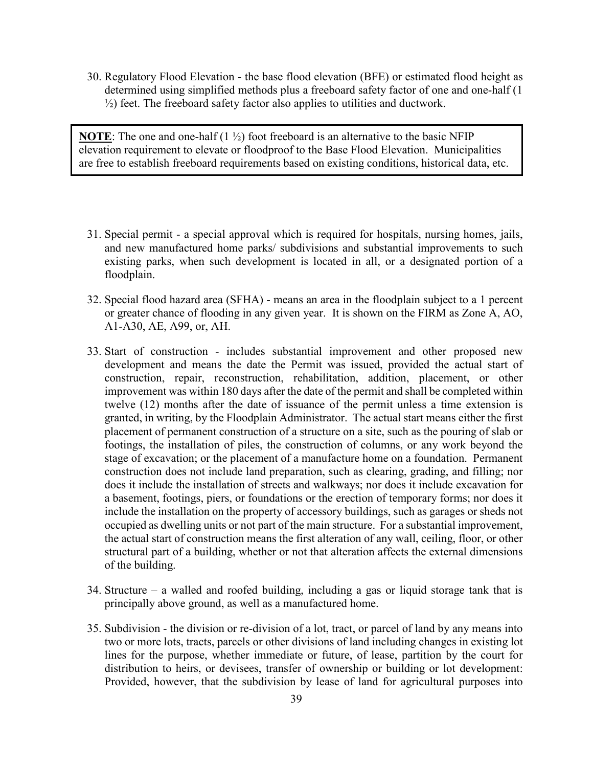30. Regulatory Flood Elevation - the base flood elevation (BFE) or estimated flood height as determined using simplified methods plus a freeboard safety factor of one and one-half (1 ½) feet. The freeboard safety factor also applies to utilities and ductwork.

> **NOTE**: The one and one-half (1 ½) foot freeboard is an alternative to the basic NFIP elevation requirement to elevate or floodproof to the Base Flood Elevation. Municipalities are free to establish freeboard requirements based on existing conditions, historical data, etc.

31. Special permit - a special approval which is required for hospitals, nursing homes, jails, and new manufactured home parks/ subdivisions and substantial improvements to such existing parks, when such development is located in all, or a designated portion of a floodplain.

32. Special flood hazard area (SFHA) - means an area in the floodplain subject to a 1 percent or greater chance of flooding in any given year. It is shown on the FIRM as Zone A, AO, A1-A30, AE, A99, or, AH.

33. Start of construction - includes substantial improvement and other proposed new development and means the date the Permit was issued, provided the actual start of construction, repair, reconstruction, rehabilitation, addition, placement, or other improvement was within 180 days after the date of the permit and shall be completed within twelve (12) months after the date of issuance of the permit unless a time extension is granted, in writing, by the Floodplain Administrator. The actual start means either the first placement of permanent construction of a structure on a site, such as the pouring of slab or footings, the installation of piles, the construction of columns, or any work beyond the stage of excavation; or the placement of a manufacture home on a foundation. Permanent construction does not include land preparation, such as clearing, grading, and filling; nor does it include the installation of streets and walkways; nor does it include excavation for a basement, footings, piers, or foundations or the erection of temporary forms; nor does it include the installation on the property of accessory buildings, such as garages or sheds not occupied as dwelling units or not part of the main structure. For a substantial improvement, the actual start of construction means the first alteration of any wall, ceiling, floor, or other structural part of a building, whether or not that alteration affects the external dimensions of the building.

34. Structure – a walled and roofed building, including a gas or liquid storage tank that is principally above ground, as well as a manufactured home.

35. Subdivision - the division or re-division of a lot, tract, or parcel of land by any means into two or more lots, tracts, parcels or other divisions of land including changes in existing lot lines for the purpose, whether immediate or future, of lease, partition by the court for distribution to heirs, or devisees, transfer of ownership or building or lot development: Provided, however, that the subdivision by lease of land for agricultural purposes into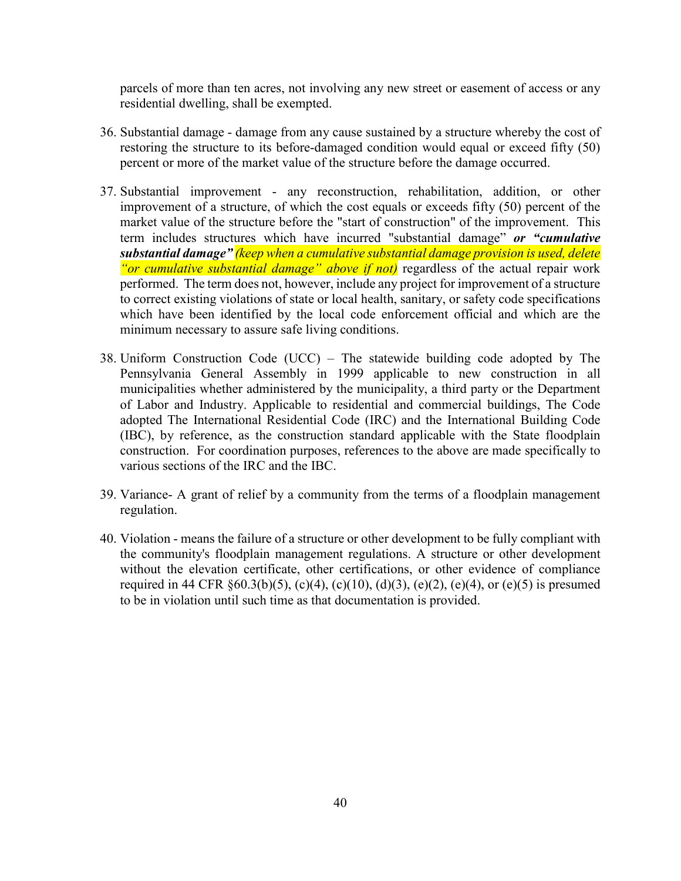parcels of more than ten acres, not involving any new street or easement of access or any residential dwelling, shall be exempted.

36. Substantial damage - damage from any cause sustained by a structure whereby the cost of restoring the structure to its before-damaged condition would equal or exceed fifty (50) percent or more of the market value of the structure before the damage occurred.

37. Substantial improvement - any reconstruction, rehabilitation, addition, or other improvement of a structure, of which the cost equals or exceeds fifty (50) percent of the market value of the structure before the "start of construction" of the improvement. This term includes structures which have incurred "substantial damage" ***or "cumulative substantial damage"*** *(keep when a cumulative substantial damage provision is used, delete "or cumulative substantial damage" above if not)* regardless of the actual repair work performed. The term does not, however, include any project for improvement of a structure to correct existing violations of state or local health, sanitary, or safety code specifications which have been identified by the local code enforcement official and which are the minimum necessary to assure safe living conditions.

38. Uniform Construction Code (UCC) – The statewide building code adopted by The Pennsylvania General Assembly in 1999 applicable to new construction in all municipalities whether administered by the municipality, a third party or the Department of Labor and Industry. Applicable to residential and commercial buildings, The Code adopted The International Residential Code (IRC) and the International Building Code (IBC), by reference, as the construction standard applicable with the State floodplain construction. For coordination purposes, references to the above are made specifically to various sections of the IRC and the IBC.

39. Variance- A grant of relief by a community from the terms of a floodplain management regulation.

40. Violation - means the failure of a structure or other development to be fully compliant with the community's floodplain management regulations. A structure or other development without the elevation certificate, other certifications, or other evidence of compliance required in 44 CFR §60.3(b)(5), (c)(4), (c)(10), (d)(3), (e)(2), (e)(4), or (e)(5) is presumed to be in violation until such time as that documentation is provided.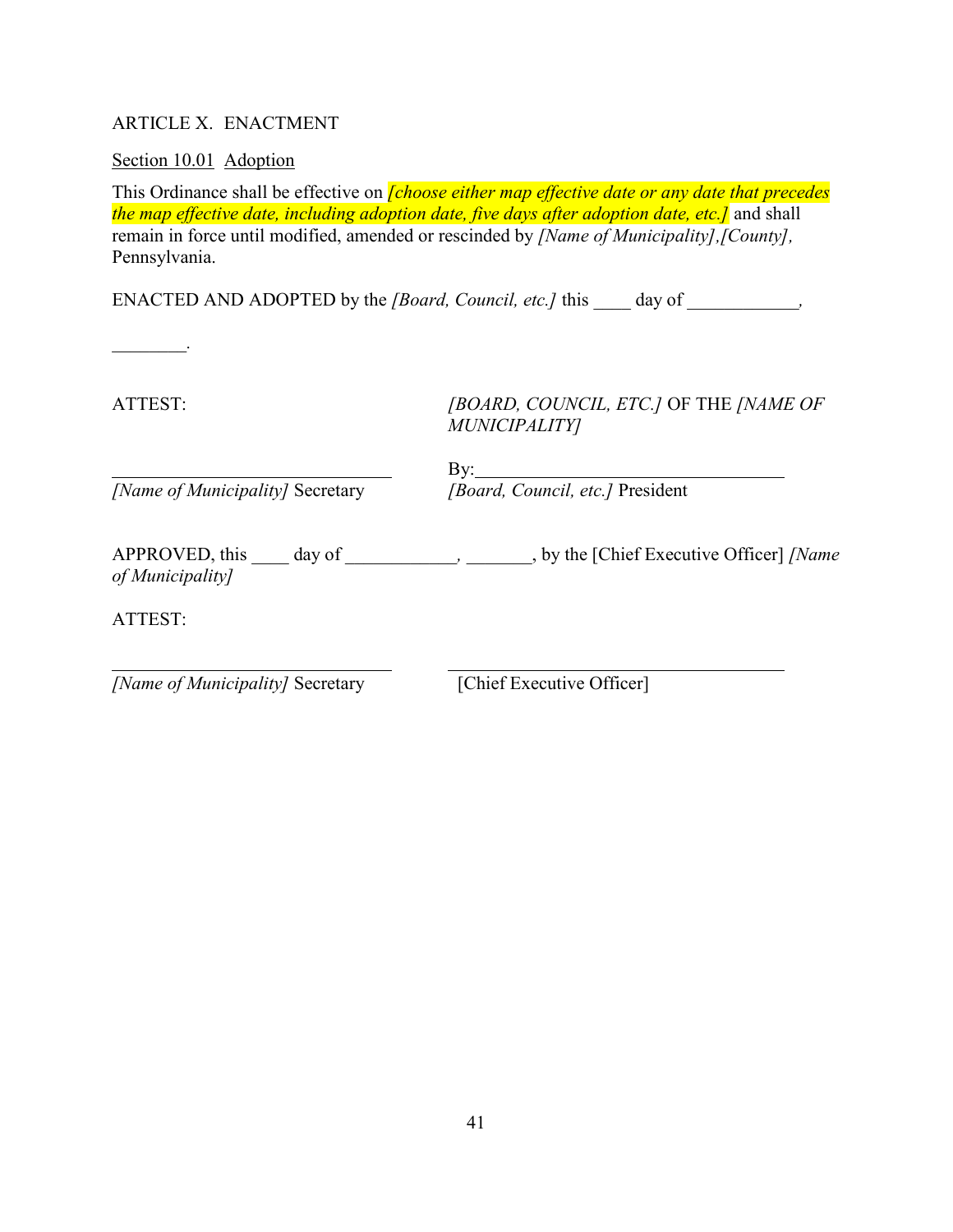ARTICLE X. ENACTMENT

Section 10.01 Adoption

This Ordinance shall be effective on *[choose either map effective date or any date that precedes the map effective date, including adoption date, five days after adoption date, etc.]* and shall remain in force until modified, amended or rescinded by *[Name of Municipality]*,*[County]*, Pennsylvania.

ENACTED AND ADOPTED by the *[Board, Council, etc.]* this ____ day of ____________,

________.

ATTEST: *[BOARD, COUNCIL, ETC.]* OF THE *[NAME OF MUNICIPALITY]*

______________________________ By:__________________________________

*[Name of Municipality]* Secretary *[Board, Council, etc.]* President

APPROVED, this ____ day of ____________, _______, by the [Chief Executive Officer] *[Name of Municipality]*

ATTEST:

______________________________ ____________________________________

*[Name of Municipality]* Secretary [Chief Executive Officer]